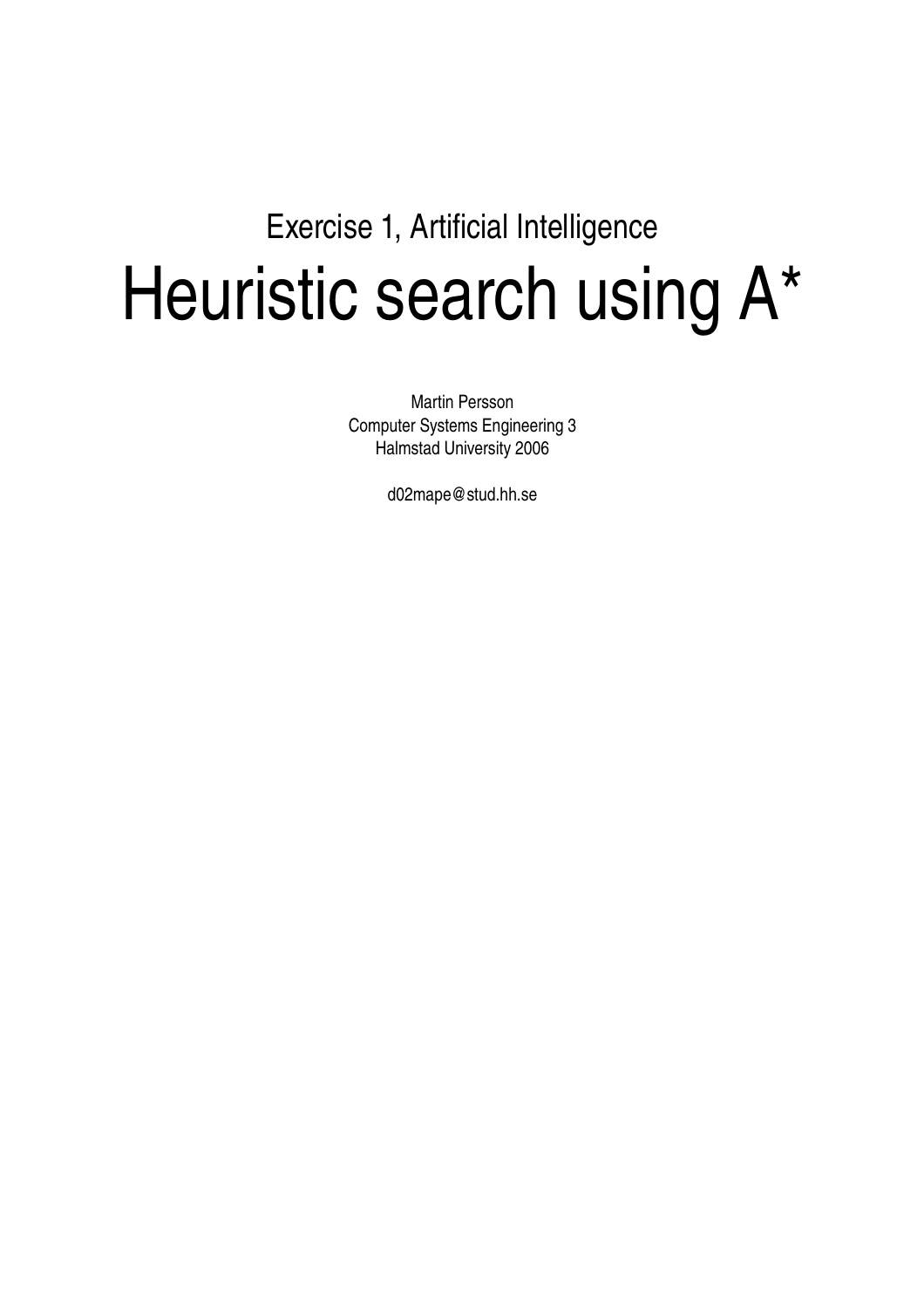Exercise 1, Artificial Intelligence

# Heuristic search using A*

Martin Persson
Computer Systems Engineering 3
Halmstad University 2006

d02mape@stud.hh.se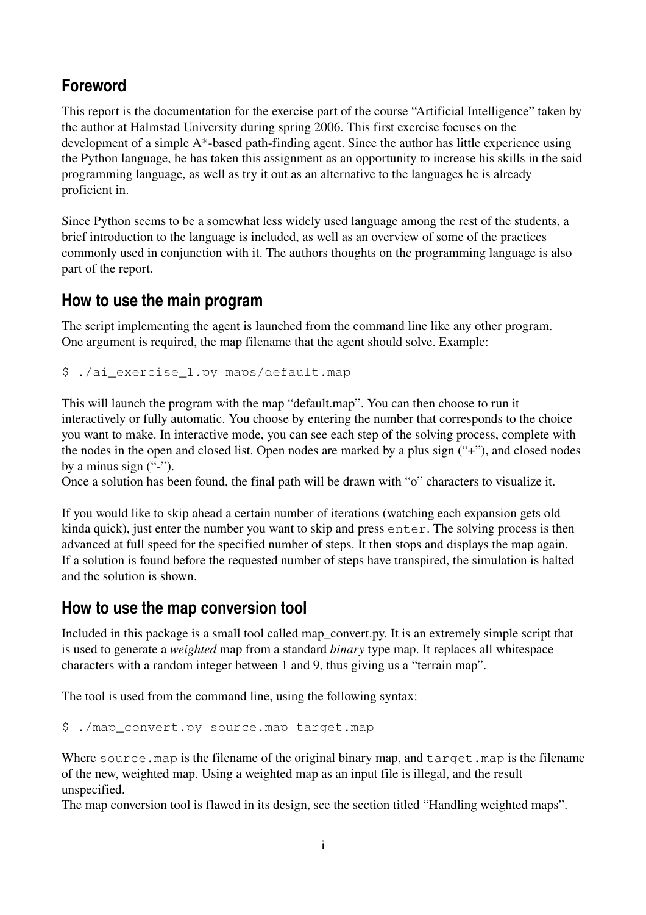## Foreword

This report is the documentation for the exercise part of the course "Artificial Intelligence" taken by the author at Halmstad University during spring 2006. This first exercise focuses on the development of a simple A*-based path-finding agent. Since the author has little experience using the Python language, he has taken this assignment as an opportunity to increase his skills in the said programming language, as well as try it out as an alternative to the languages he is already proficient in.

Since Python seems to be a somewhat less widely used language among the rest of the students, a brief introduction to the language is included, as well as an overview of some of the practices commonly used in conjunction with it. The authors thoughts on the programming language is also part of the report.

## How to use the main program

The script implementing the agent is launched from the command line like any other program. One argument is required, the map filename that the agent should solve. Example:

```
$ ./ai_exercise_1.py maps/default.map
```

This will launch the program with the map "default.map". You can then choose to run it interactively or fully automatic. You choose by entering the number that corresponds to the choice you want to make. In interactive mode, you can see each step of the solving process, complete with the nodes in the open and closed list. Open nodes are marked by a plus sign ("+"), and closed nodes by a minus sign ("-").
Once a solution has been found, the final path will be drawn with "o" characters to visualize it.

If you would like to skip ahead a certain number of iterations (watching each expansion gets old kinda quick), just enter the number you want to skip and press `enter`. The solving process is then advanced at full speed for the specified number of steps. It then stops and displays the map again. If a solution is found before the requested number of steps have transpired, the simulation is halted and the solution is shown.

## How to use the map conversion tool

Included in this package is a small tool called map_convert.py. It is an extremely simple script that is used to generate a *weighted* map from a standard *binary* type map. It replaces all whitespace characters with a random integer between 1 and 9, thus giving us a "terrain map".

The tool is used from the command line, using the following syntax:

```
$ ./map_convert.py source.map target.map
```

Where `source.map` is the filename of the original binary map, and `target.map` is the filename of the new, weighted map. Using a weighted map as an input file is illegal, and the result unspecified.
The map conversion tool is flawed in its design, see the section titled "Handling weighted maps".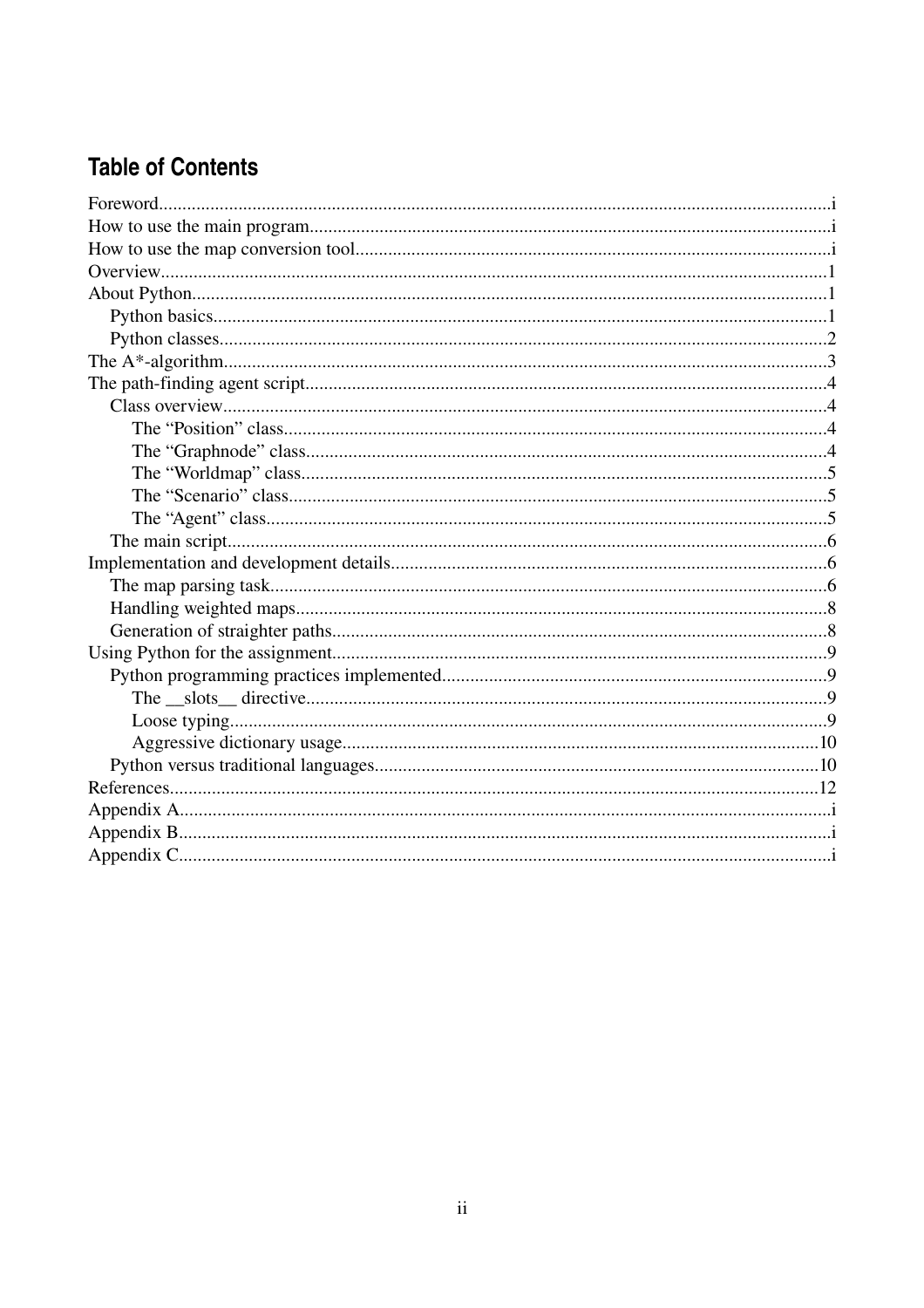# Table of Contents

Foreword....................................................................................................................................i
How to use the main program.....................................................................................................i
How to use the map conversion tool...........................................................................................i
Overview.......................................................................................................................................1
About Python................................................................................................................................1
- Python basics...........................................................................................................................1
- Python classes.........................................................................................................................2

The A*-algorithm...........................................................................................................................3
The path-finding agent script........................................................................................................4
- Class overview........................................................................................................................4
  - The "Position" class...........................................................................................................4
  - The "Graphnode" class.......................................................................................................4
  - The "Worldmap" class.........................................................................................................5
  - The "Scenario" class...........................................................................................................5
  - The "Agent" class...............................................................................................................5
- The main script.......................................................................................................................6

Implementation and development details....................................................................................6
- The map parsing task..............................................................................................................6
- Handling weighted maps.........................................................................................................8
- Generation of straighter paths.................................................................................................8

Using Python for the assignment.................................................................................................9
- Python programming practices implemented.........................................................................9
  - The __slots__ directive.......................................................................................................9
  - Loose typing.......................................................................................................................9
  - Aggressive dictionary usage...............................................................................................10
- Python versus traditional languages.......................................................................................10

References...................................................................................................................................12
Appendix A....................................................................................................................................i
Appendix B....................................................................................................................................i
Appendix C....................................................................................................................................i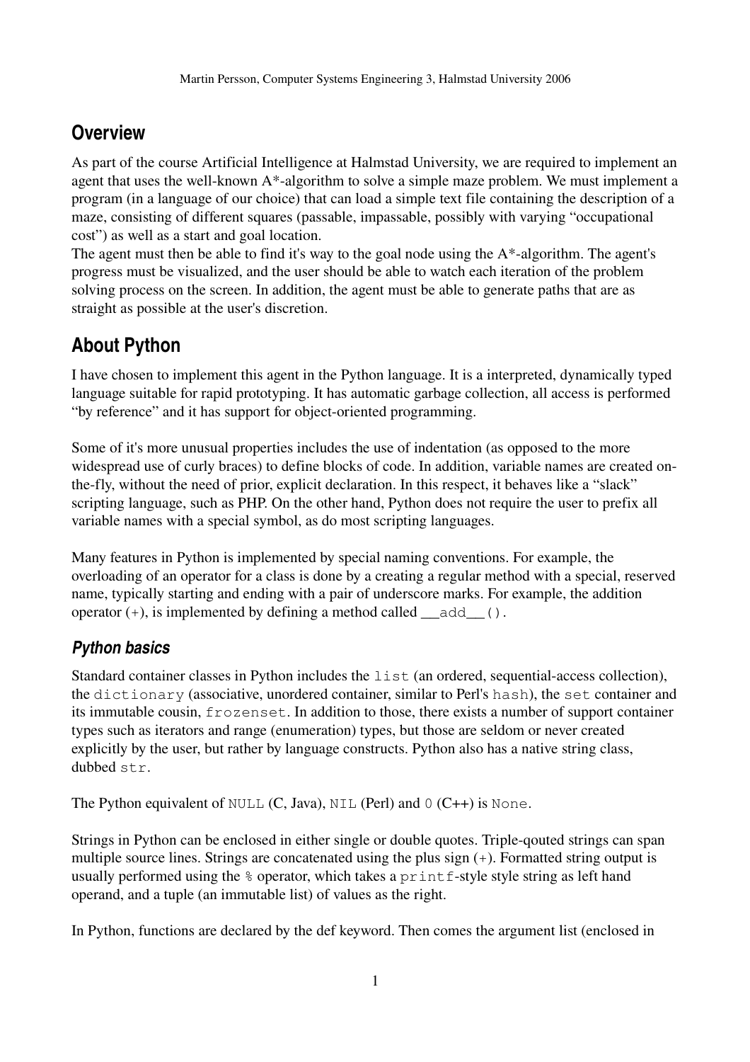## Overview

As part of the course Artificial Intelligence at Halmstad University, we are required to implement an agent that uses the well-known A*-algorithm to solve a simple maze problem. We must implement a program (in a language of our choice) that can load a simple text file containing the description of a maze, consisting of different squares (passable, impassable, possibly with varying "occupational cost") as well as a start and goal location.
The agent must then be able to find it's way to the goal node using the A*-algorithm. The agent's progress must be visualized, and the user should be able to watch each iteration of the problem solving process on the screen. In addition, the agent must be able to generate paths that are as straight as possible at the user's discretion.

## About Python

I have chosen to implement this agent in the Python language. It is a interpreted, dynamically typed language suitable for rapid prototyping. It has automatic garbage collection, all access is performed "by reference" and it has support for object-oriented programming.

Some of it's more unusual properties includes the use of indentation (as opposed to the more widespread use of curly braces) to define blocks of code. In addition, variable names are created on-the-fly, without the need of prior, explicit declaration. In this respect, it behaves like a "slack" scripting language, such as PHP. On the other hand, Python does not require the user to prefix all variable names with a special symbol, as do most scripting languages.

Many features in Python is implemented by special naming conventions. For example, the overloading of an operator for a class is done by a creating a regular method with a special, reserved name, typically starting and ending with a pair of underscore marks. For example, the addition operator (+), is implemented by defining a method called `__add__()`.

### *Python basics*

Standard container classes in Python includes the `list` (an ordered, sequential-access collection), the `dictionary` (associative, unordered container, similar to Perl's `hash`), the `set` container and its immutable cousin, `frozenset`. In addition to those, there exists a number of support container types such as iterators and range (enumeration) types, but those are seldom or never created explicitly by the user, but rather by language constructs. Python also has a native string class, dubbed `str`.

The Python equivalent of `NULL` (C, Java), `NIL` (Perl) and `0` (C++) is `None`.

Strings in Python can be enclosed in either single or double quotes. Triple-qouted strings can span multiple source lines. Strings are concatenated using the plus sign (+). Formatted string output is usually performed using the `%` operator, which takes a `printf`-style style string as left hand operand, and a tuple (an immutable list) of values as the right.

In Python, functions are declared by the def keyword. Then comes the argument list (enclosed in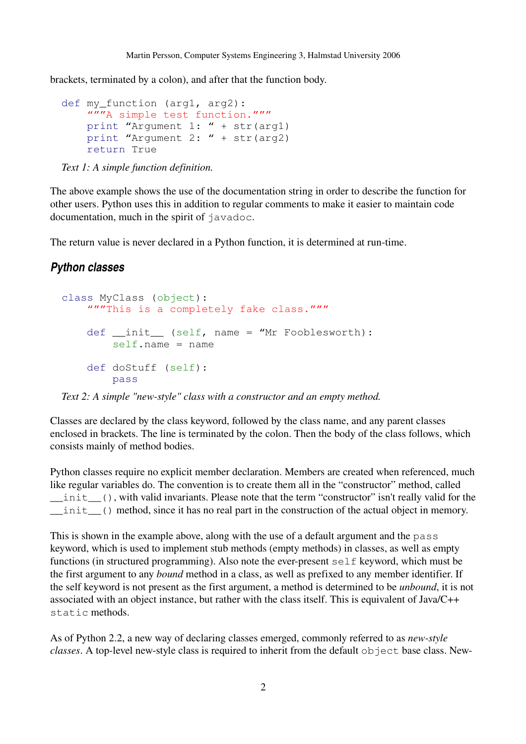brackets, terminated by a colon), and after that the function body.

```
def my_function (arg1, arg2):
    """A simple test function."""
    print "Argument 1: " + str(arg1)
    print "Argument 2: " + str(arg2)
    return True
```

*Text 1: A simple function definition.*

The above example shows the use of the documentation string in order to describe the function for other users. Python uses this in addition to regular comments to make it easier to maintain code documentation, much in the spirit of `javadoc`.

The return value is never declared in a Python function, it is determined at run-time.

### Python classes

```
class MyClass (object):
    """This is a completely fake class."""

    def __init__ (self, name = "Mr Fooblesworth):
        self.name = name

    def doStuff (self):
        pass
```

*Text 2: A simple "new-style" class with a constructor and an empty method.*

Classes are declared by the class keyword, followed by the class name, and any parent classes enclosed in brackets. The line is terminated by the colon. Then the body of the class follows, which consists mainly of method bodies.

Python classes require no explicit member declaration. Members are created when referenced, much like regular variables do. The convention is to create them all in the "constructor" method, called `__init__()`, with valid invariants. Please note that the term "constructor" isn't really valid for the `__init__()` method, since it has no real part in the construction of the actual object in memory.

This is shown in the example above, along with the use of a default argument and the `pass` keyword, which is used to implement stub methods (empty methods) in classes, as well as empty functions (in structured programming). Also note the ever-present `self` keyword, which must be the first argument to any *bound* method in a class, as well as prefixed to any member identifier. If the self keyword is not present as the first argument, a method is determined to be *unbound*, it is not associated with an object instance, but rather with the class itself. This is equivalent of Java/C++ `static` methods.

As of Python 2.2, a new way of declaring classes emerged, commonly referred to as *new-style classes*. A top-level new-style class is required to inherit from the default `object` base class. New-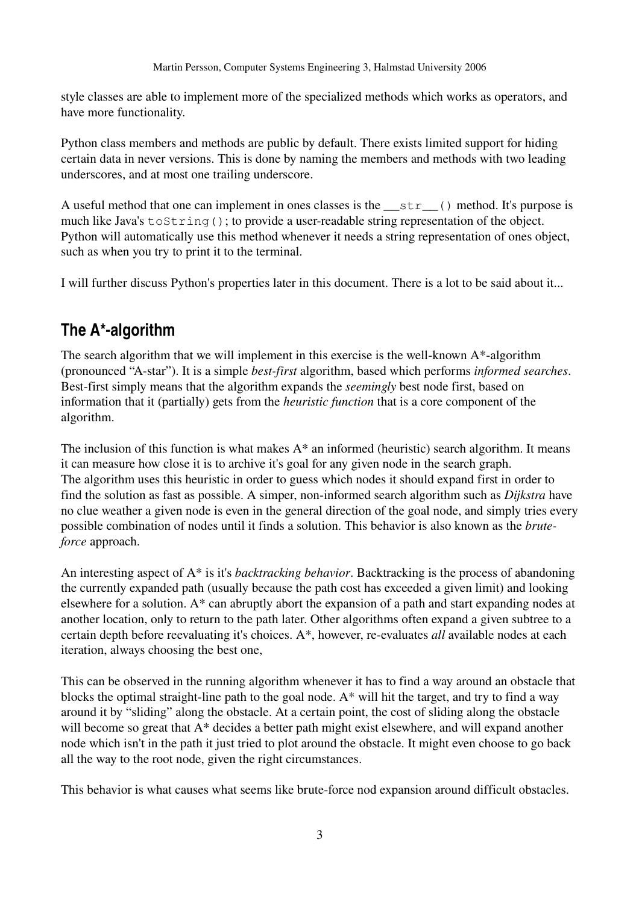style classes are able to implement more of the specialized methods which works as operators, and have more functionality.

Python class members and methods are public by default. There exists limited support for hiding certain data in never versions. This is done by naming the members and methods with two leading underscores, and at most one trailing underscore.

A useful method that one can implement in ones classes is the `__str__()` method. It's purpose is much like Java's `toString()`; to provide a user-readable string representation of the object. Python will automatically use this method whenever it needs a string representation of ones object, such as when you try to print it to the terminal.

I will further discuss Python's properties later in this document. There is a lot to be said about it...

## The A*-algorithm

The search algorithm that we will implement in this exercise is the well-known A*-algorithm (pronounced "A-star"). It is a simple *best-first* algorithm, based which performs *informed searches*. Best-first simply means that the algorithm expands the *seemingly* best node first, based on information that it (partially) gets from the *heuristic function* that is a core component of the algorithm.

The inclusion of this function is what makes A* an informed (heuristic) search algorithm. It means it can measure how close it is to archive it's goal for any given node in the search graph. The algorithm uses this heuristic in order to guess which nodes it should expand first in order to find the solution as fast as possible. A simper, non-informed search algorithm such as *Dijkstra* have no clue weather a given node is even in the general direction of the goal node, and simply tries every possible combination of nodes until it finds a solution. This behavior is also known as the *brute-force* approach.

An interesting aspect of A* is it's *backtracking behavior*. Backtracking is the process of abandoning the currently expanded path (usually because the path cost has exceeded a given limit) and looking elsewhere for a solution. A* can abruptly abort the expansion of a path and start expanding nodes at another location, only to return to the path later. Other algorithms often expand a given subtree to a certain depth before reevaluating it's choices. A*, however, re-evaluates *all* available nodes at each iteration, always choosing the best one,

This can be observed in the running algorithm whenever it has to find a way around an obstacle that blocks the optimal straight-line path to the goal node. A* will hit the target, and try to find a way around it by "sliding" along the obstacle. At a certain point, the cost of sliding along the obstacle will become so great that A* decides a better path might exist elsewhere, and will expand another node which isn't in the path it just tried to plot around the obstacle. It might even choose to go back all the way to the root node, given the right circumstances.

This behavior is what causes what seems like brute-force nod expansion around difficult obstacles.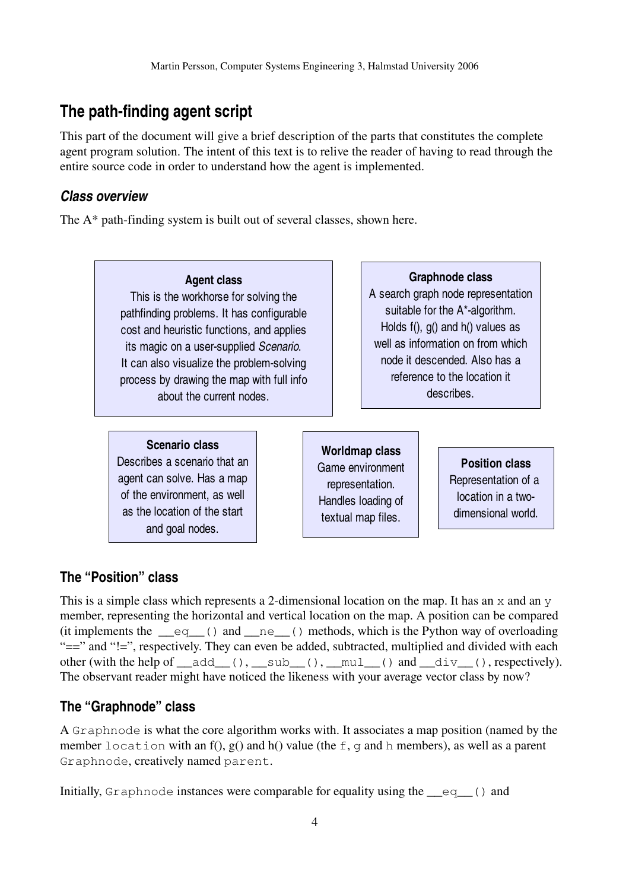## The path-finding agent script

This part of the document will give a brief description of the parts that constitutes the complete agent program solution. The intent of this text is to relive the reader of having to read through the entire source code in order to understand how the agent is implemented.

### *Class overview*

The A* path-finding system is built out of several classes, shown here.

**Agent class**
This is the workhorse for solving the pathfinding problems. It has configurable cost and heuristic functions, and applies its magic on a user-supplied *Scenario*. It can also visualize the problem-solving process by drawing the map with full info about the current nodes.

**Graphnode class**
A search graph node representation suitable for the A*-algorithm. Holds f(), g() and h() values as well as information on from which node it descended. Also has a reference to the location it describes.

**Scenario class**
Describes a scenario that an agent can solve. Has a map of the environment, as well as the location of the start and goal nodes.

**Worldmap class**
Game environment representation. Handles loading of textual map files.

**Position class**
Representation of a location in a two-dimensional world.

### The "Position" class

This is a simple class which represents a 2-dimensional location on the map. It has an `x` and an `y` member, representing the horizontal and vertical location on the map. A position can be compared (it implements the `__eq__()` and `__ne__()` methods, which is the Python way of overloading "==" and "!=", respectively. They can even be added, subtracted, multiplied and divided with each other (with the help of `__add__()`, `__sub__()`, `__mul__()` and `__div__()`, respectively). The observant reader might have noticed the likeness with your average vector class by now?

### The "Graphnode" class

A `Graphnode` is what the core algorithm works with. It associates a map position (named by the member `location` with an f(), g() and h() value (the `f`, `g` and `h` members), as well as a parent `Graphnode`, creatively named `parent`.

Initially, `Graphnode` instances were comparable for equality using the `__eq__()` and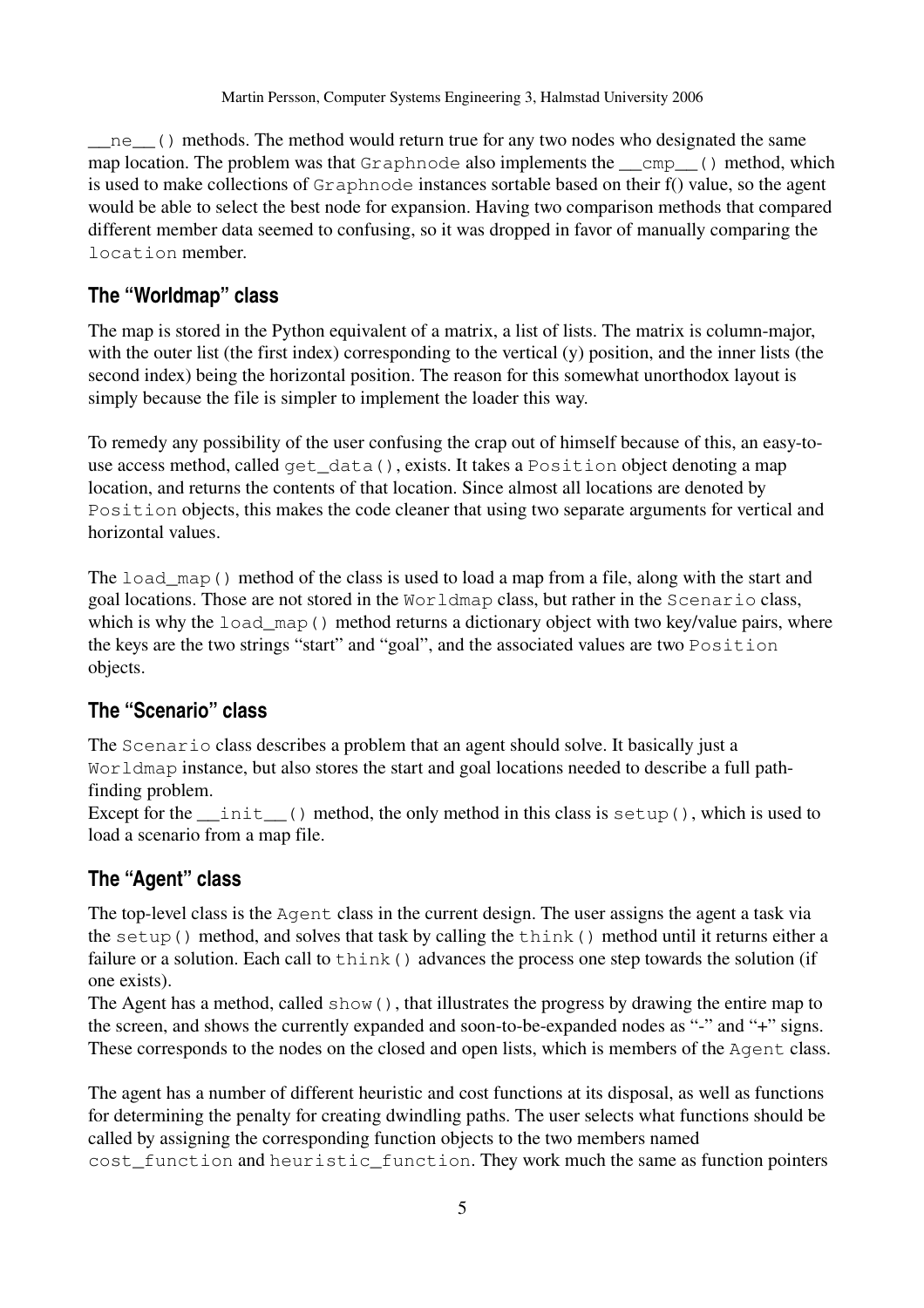`__ne__()` methods. The method would return true for any two nodes who designated the same map location. The problem was that `Graphnode` also implements the `__cmp__()` method, which is used to make collections of `Graphnode` instances sortable based on their f() value, so the agent would be able to select the best node for expansion. Having two comparison methods that compared different member data seemed to confusing, so it was dropped in favor of manually comparing the `location` member.

## The "Worldmap" class

The map is stored in the Python equivalent of a matrix, a list of lists. The matrix is column-major, with the outer list (the first index) corresponding to the vertical (y) position, and the inner lists (the second index) being the horizontal position. The reason for this somewhat unorthodox layout is simply because the file is simpler to implement the loader this way.

To remedy any possibility of the user confusing the crap out of himself because of this, an easy-to-use access method, called `get_data()`, exists. It takes a `Position` object denoting a map location, and returns the contents of that location. Since almost all locations are denoted by `Position` objects, this makes the code cleaner that using two separate arguments for vertical and horizontal values.

The `load_map()` method of the class is used to load a map from a file, along with the start and goal locations. Those are not stored in the `Worldmap` class, but rather in the `Scenario` class, which is why the `load_map()` method returns a dictionary object with two key/value pairs, where the keys are the two strings "start" and "goal", and the associated values are two `Position` objects.

## The "Scenario" class

The `Scenario` class describes a problem that an agent should solve. It basically just a `Worldmap` instance, but also stores the start and goal locations needed to describe a full path-finding problem.
Except for the `__init__()` method, the only method in this class is `setup()`, which is used to load a scenario from a map file.

## The "Agent" class

The top-level class is the `Agent` class in the current design. The user assigns the agent a task via the `setup()` method, and solves that task by calling the `think()` method until it returns either a failure or a solution. Each call to `think()` advances the process one step towards the solution (if one exists).
The Agent has a method, called `show()`, that illustrates the progress by drawing the entire map to the screen, and shows the currently expanded and soon-to-be-expanded nodes as "-" and "+" signs. These corresponds to the nodes on the closed and open lists, which is members of the `Agent` class.

The agent has a number of different heuristic and cost functions at its disposal, as well as functions for determining the penalty for creating dwindling paths. The user selects what functions should be called by assigning the corresponding function objects to the two members named `cost_function` and `heuristic_function`. They work much the same as function pointers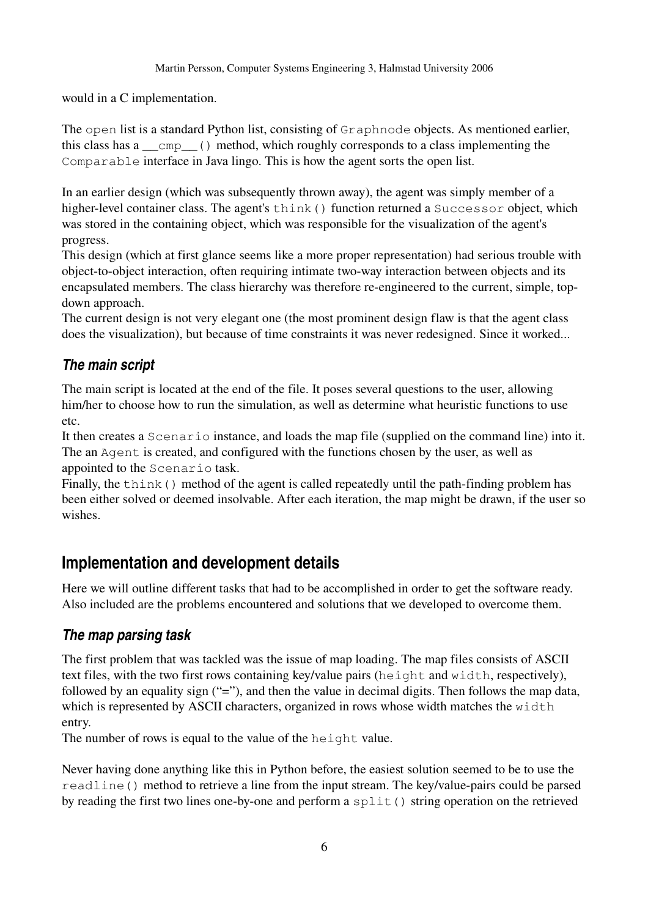would in a C implementation.

The `open` list is a standard Python list, consisting of `Graphnode` objects. As mentioned earlier, this class has a `__cmp__()` method, which roughly corresponds to a class implementing the `Comparable` interface in Java lingo. This is how the agent sorts the open list.

In an earlier design (which was subsequently thrown away), the agent was simply member of a higher-level container class. The agent's `think()` function returned a `Successor` object, which was stored in the containing object, which was responsible for the visualization of the agent's progress.
This design (which at first glance seems like a more proper representation) had serious trouble with object-to-object interaction, often requiring intimate two-way interaction between objects and its encapsulated members. The class hierarchy was therefore re-engineered to the current, simple, top-down approach.
The current design is not very elegant one (the most prominent design flaw is that the agent class does the visualization), but because of time constraints it was never redesigned. Since it worked...

### *The main script*

The main script is located at the end of the file. It poses several questions to the user, allowing him/her to choose how to run the simulation, as well as determine what heuristic functions to use etc.
It then creates a `Scenario` instance, and loads the map file (supplied on the command line) into it. The an `Agent` is created, and configured with the functions chosen by the user, as well as appointed to the `Scenario` task.
Finally, the `think()` method of the agent is called repeatedly until the path-finding problem has been either solved or deemed insolvable. After each iteration, the map might be drawn, if the user so wishes.

## Implementation and development details

Here we will outline different tasks that had to be accomplished in order to get the software ready. Also included are the problems encountered and solutions that we developed to overcome them.

### *The map parsing task*

The first problem that was tackled was the issue of map loading. The map files consists of ASCII text files, with the two first rows containing key/value pairs (`height` and `width`, respectively), followed by an equality sign ("="), and then the value in decimal digits. Then follows the map data, which is represented by ASCII characters, organized in rows whose width matches the `width` entry.
The number of rows is equal to the value of the `height` value.

Never having done anything like this in Python before, the easiest solution seemed to be to use the `readline()` method to retrieve a line from the input stream. The key/value-pairs could be parsed by reading the first two lines one-by-one and perform a `split()` string operation on the retrieved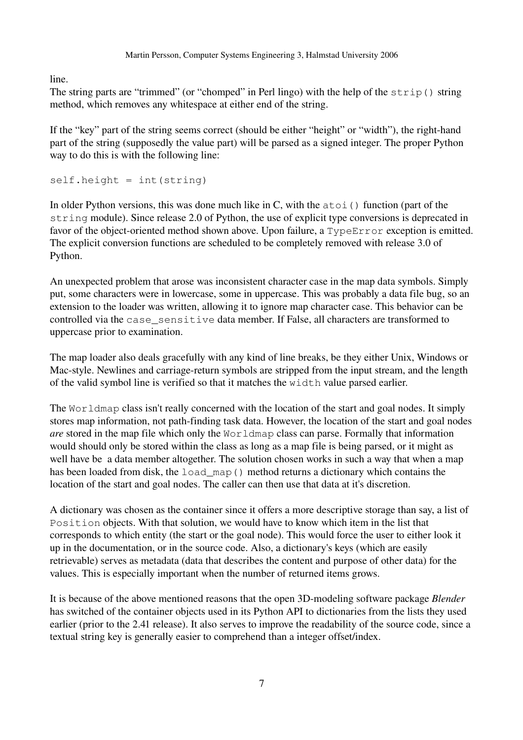line.
The string parts are "trimmed" (or "chomped" in Perl lingo) with the help of the `strip()` string method, which removes any whitespace at either end of the string.

If the "key" part of the string seems correct (should be either "height" or "width"), the right-hand part of the string (supposedly the value part) will be parsed as a signed integer. The proper Python way to do this is with the following line:

```
self.height = int(string)
```

In older Python versions, this was done much like in C, with the `atoi()` function (part of the `string` module). Since release 2.0 of Python, the use of explicit type conversions is deprecated in favor of the object-oriented method shown above. Upon failure, a `TypeError` exception is emitted. The explicit conversion functions are scheduled to be completely removed with release 3.0 of Python.

An unexpected problem that arose was inconsistent character case in the map data symbols. Simply put, some characters were in lowercase, some in uppercase. This was probably a data file bug, so an extension to the loader was written, allowing it to ignore map character case. This behavior can be controlled via the `case_sensitive` data member. If False, all characters are transformed to uppercase prior to examination.

The map loader also deals gracefully with any kind of line breaks, be they either Unix, Windows or Mac-style. Newlines and carriage-return symbols are stripped from the input stream, and the length of the valid symbol line is verified so that it matches the `width` value parsed earlier.

The `Worldmap` class isn't really concerned with the location of the start and goal nodes. It simply stores map information, not path-finding task data. However, the location of the start and goal nodes *are* stored in the map file which only the `Worldmap` class can parse. Formally that information would should only be stored within the class as long as a map file is being parsed, or it might as well have be a data member altogether. The solution chosen works in such a way that when a map has been loaded from disk, the `load_map()` method returns a dictionary which contains the location of the start and goal nodes. The caller can then use that data at it's discretion.

A dictionary was chosen as the container since it offers a more descriptive storage than say, a list of `Position` objects. With that solution, we would have to know which item in the list that corresponds to which entity (the start or the goal node). This would force the user to either look it up in the documentation, or in the source code. Also, a dictionary's keys (which are easily retrievable) serves as metadata (data that describes the content and purpose of other data) for the values. This is especially important when the number of returned items grows.

It is because of the above mentioned reasons that the open 3D-modeling software package *Blender* has switched of the container objects used in its Python API to dictionaries from the lists they used earlier (prior to the 2.41 release). It also serves to improve the readability of the source code, since a textual string key is generally easier to comprehend than a integer offset/index.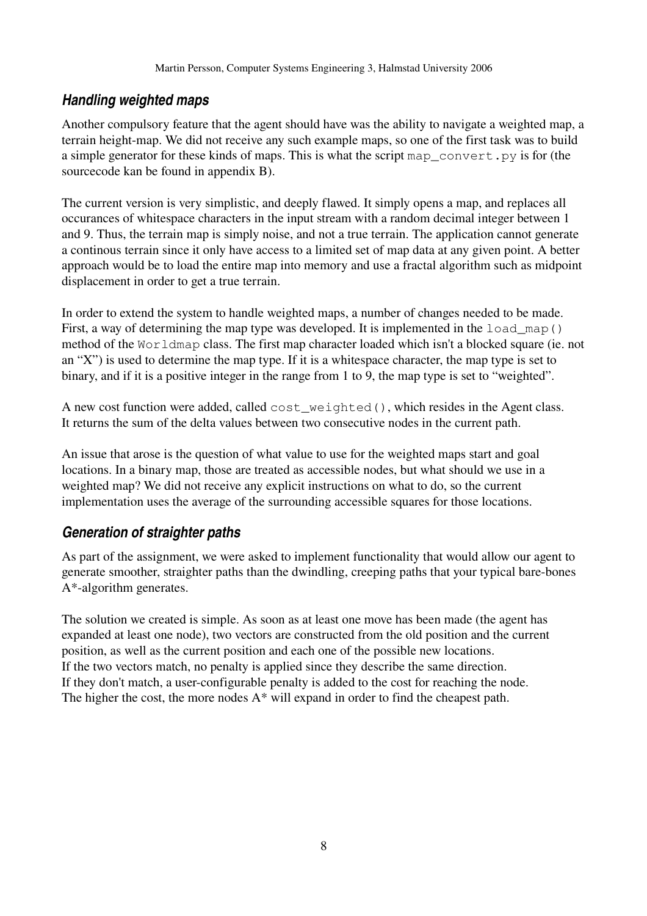### *Handling weighted maps*

Another compulsory feature that the agent should have was the ability to navigate a weighted map, a terrain height-map. We did not receive any such example maps, so one of the first task was to build a simple generator for these kinds of maps. This is what the script `map_convert.py` is for (the sourcecode kan be found in appendix B).

The current version is very simplistic, and deeply flawed. It simply opens a map, and replaces all occurances of whitespace characters in the input stream with a random decimal integer between 1 and 9. Thus, the terrain map is simply noise, and not a true terrain. The application cannot generate a continous terrain since it only have access to a limited set of map data at any given point. A better approach would be to load the entire map into memory and use a fractal algorithm such as midpoint displacement in order to get a true terrain.

In order to extend the system to handle weighted maps, a number of changes needed to be made. First, a way of determining the map type was developed. It is implemented in the `load_map()` method of the `Worldmap` class. The first map character loaded which isn't a blocked square (ie. not an "X") is used to determine the map type. If it is a whitespace character, the map type is set to binary, and if it is a positive integer in the range from 1 to 9, the map type is set to "weighted".

A new cost function were added, called `cost_weighted()`, which resides in the Agent class. It returns the sum of the delta values between two consecutive nodes in the current path.

An issue that arose is the question of what value to use for the weighted maps start and goal locations. In a binary map, those are treated as accessible nodes, but what should we use in a weighted map? We did not receive any explicit instructions on what to do, so the current implementation uses the average of the surrounding accessible squares for those locations.

### *Generation of straighter paths*

As part of the assignment, we were asked to implement functionality that would allow our agent to generate smoother, straighter paths than the dwindling, creeping paths that your typical bare-bones A*-algorithm generates.

The solution we created is simple. As soon as at least one move has been made (the agent has expanded at least one node), two vectors are constructed from the old position and the current position, as well as the current position and each one of the possible new locations.
If the two vectors match, no penalty is applied since they describe the same direction.
If they don't match, a user-configurable penalty is added to the cost for reaching the node.
The higher the cost, the more nodes A* will expand in order to find the cheapest path.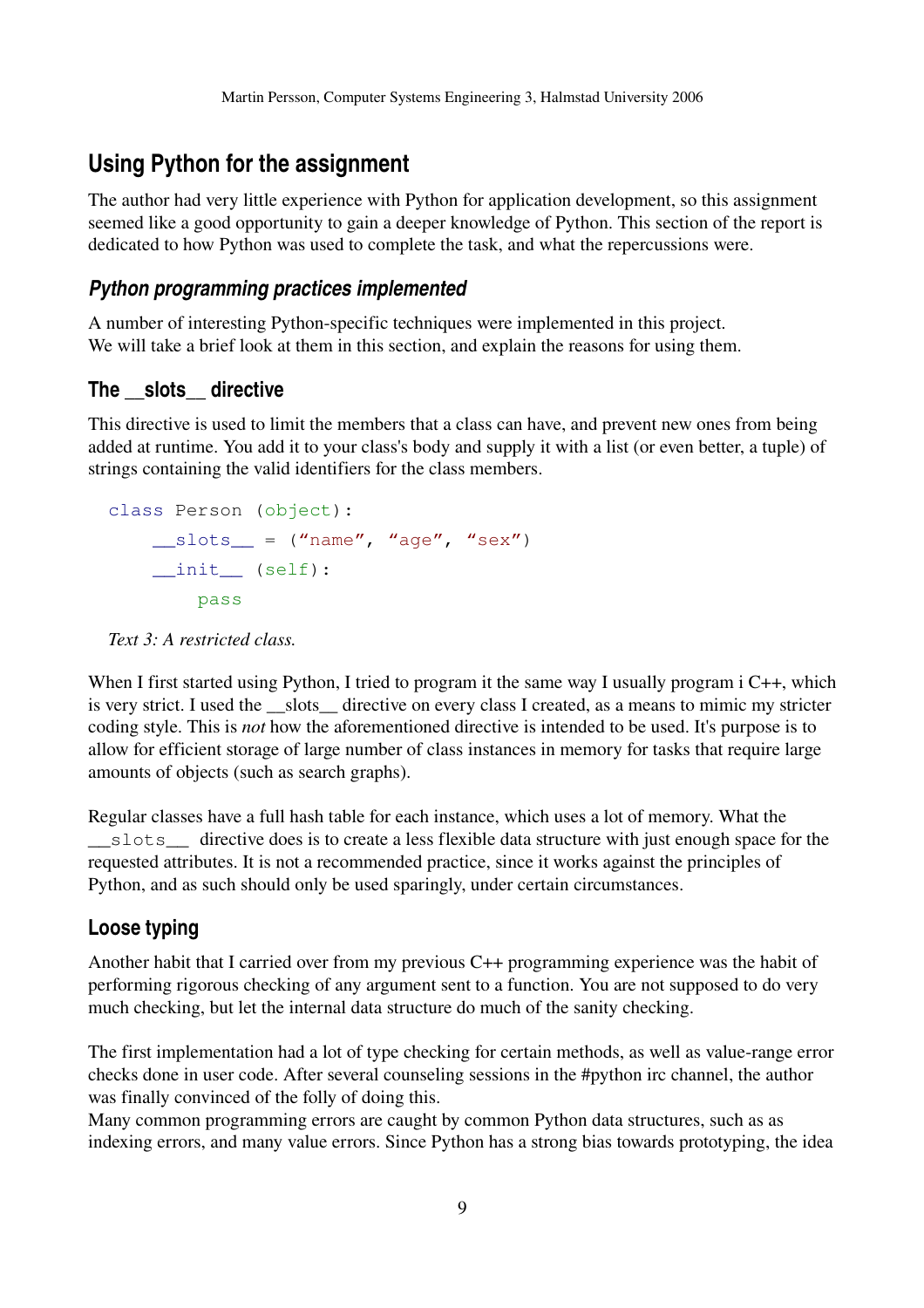## Using Python for the assignment

The author had very little experience with Python for application development, so this assignment seemed like a good opportunity to gain a deeper knowledge of Python. This section of the report is dedicated to how Python was used to complete the task, and what the repercussions were.

### *Python programming practices implemented*

A number of interesting Python-specific techniques were implemented in this project.
We will take a brief look at them in this section, and explain the reasons for using them.

### The __slots__ directive

This directive is used to limit the members that a class can have, and prevent new ones from being added at runtime. You add it to your class's body and supply it with a list (or even better, a tuple) of strings containing the valid identifiers for the class members.

```
class Person (object):
    __slots__ = ("name", "age", "sex")
    __init__ (self):
        pass
```

*Text 3: A restricted class.*

When I first started using Python, I tried to program it the same way I usually program i C++, which is very strict. I used the __slots__ directive on every class I created, as a means to mimic my stricter coding style. This is *not* how the aforementioned directive is intended to be used. It's purpose is to allow for efficient storage of large number of class instances in memory for tasks that require large amounts of objects (such as search graphs).

Regular classes have a full hash table for each instance, which uses a lot of memory. What the `__slots__` directive does is to create a less flexible data structure with just enough space for the requested attributes. It is not a recommended practice, since it works against the principles of Python, and as such should only be used sparingly, under certain circumstances.

### Loose typing

Another habit that I carried over from my previous C++ programming experience was the habit of performing rigorous checking of any argument sent to a function. You are not supposed to do very much checking, but let the internal data structure do much of the sanity checking.

The first implementation had a lot of type checking for certain methods, as well as value-range error checks done in user code. After several counseling sessions in the #python irc channel, the author was finally convinced of the folly of doing this.
Many common programming errors are caught by common Python data structures, such as as indexing errors, and many value errors. Since Python has a strong bias towards prototyping, the idea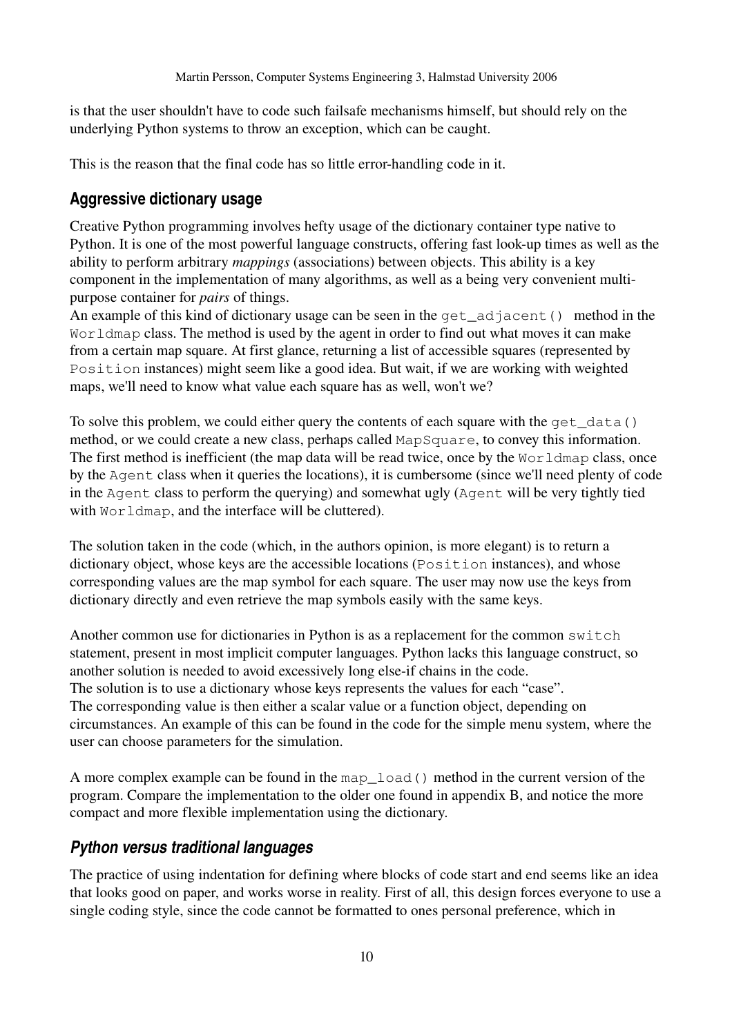is that the user shouldn't have to code such failsafe mechanisms himself, but should rely on the underlying Python systems to throw an exception, which can be caught.

This is the reason that the final code has so little error-handling code in it.

### Aggressive dictionary usage

Creative Python programming involves hefty usage of the dictionary container type native to Python. It is one of the most powerful language constructs, offering fast look-up times as well as the ability to perform arbitrary *mappings* (associations) between objects. This ability is a key component in the implementation of many algorithms, as well as a being very convenient multi-purpose container for *pairs* of things.

An example of this kind of dictionary usage can be seen in the `get_adjacent()` method in the `Worldmap` class. The method is used by the agent in order to find out what moves it can make from a certain map square. At first glance, returning a list of accessible squares (represented by `Position` instances) might seem like a good idea. But wait, if we are working with weighted maps, we'll need to know what value each square has as well, won't we?

To solve this problem, we could either query the contents of each square with the `get_data()` method, or we could create a new class, perhaps called `MapSquare`, to convey this information. The first method is inefficient (the map data will be read twice, once by the `Worldmap` class, once by the `Agent` class when it queries the locations), it is cumbersome (since we'll need plenty of code in the `Agent` class to perform the querying) and somewhat ugly (`Agent` will be very tightly tied with `Worldmap`, and the interface will be cluttered).

The solution taken in the code (which, in the authors opinion, is more elegant) is to return a dictionary object, whose keys are the accessible locations (`Position` instances), and whose corresponding values are the map symbol for each square. The user may now use the keys from dictionary directly and even retrieve the map symbols easily with the same keys.

Another common use for dictionaries in Python is as a replacement for the common `switch` statement, present in most implicit computer languages. Python lacks this language construct, so another solution is needed to avoid excessively long else-if chains in the code.

The solution is to use a dictionary whose keys represents the values for each "case".

The corresponding value is then either a scalar value or a function object, depending on circumstances. An example of this can be found in the code for the simple menu system, where the user can choose parameters for the simulation.

A more complex example can be found in the `map_load()` method in the current version of the program. Compare the implementation to the older one found in appendix B, and notice the more compact and more flexible implementation using the dictionary.

### *Python versus traditional languages*

The practice of using indentation for defining where blocks of code start and end seems like an idea that looks good on paper, and works worse in reality. First of all, this design forces everyone to use a single coding style, since the code cannot be formatted to ones personal preference, which in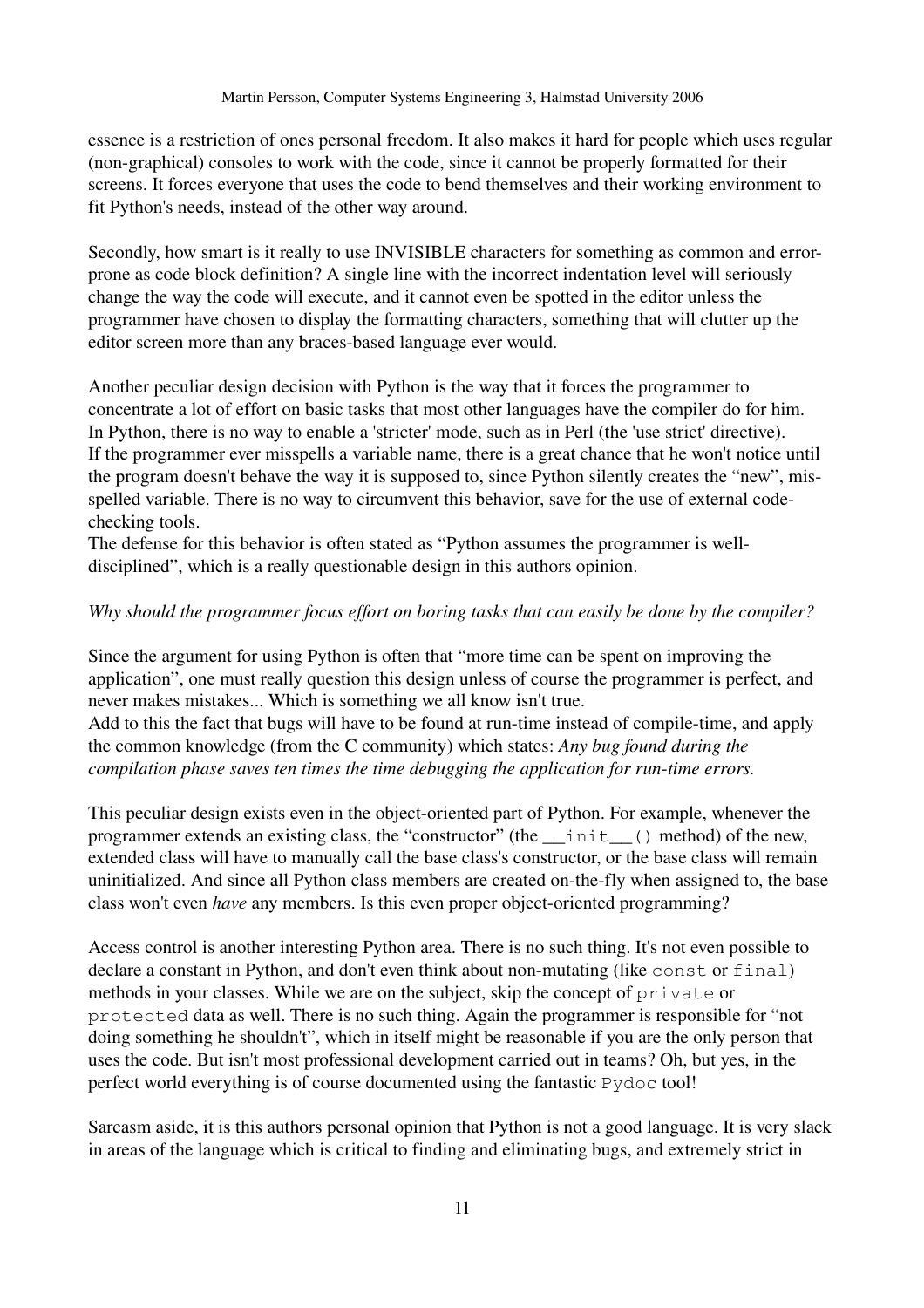essence is a restriction of ones personal freedom. It also makes it hard for people which uses regular (non-graphical) consoles to work with the code, since it cannot be properly formatted for their screens. It forces everyone that uses the code to bend themselves and their working environment to fit Python's needs, instead of the other way around.

Secondly, how smart is it really to use INVISIBLE characters for something as common and error-prone as code block definition? A single line with the incorrect indentation level will seriously change the way the code will execute, and it cannot even be spotted in the editor unless the programmer have chosen to display the formatting characters, something that will clutter up the editor screen more than any braces-based language ever would.

Another peculiar design decision with Python is the way that it forces the programmer to concentrate a lot of effort on basic tasks that most other languages have the compiler do for him. In Python, there is no way to enable a 'stricter' mode, such as in Perl (the 'use strict' directive). If the programmer ever misspells a variable name, there is a great chance that he won't notice until the program doesn't behave the way it is supposed to, since Python silently creates the "new", mis-spelled variable. There is no way to circumvent this behavior, save for the use of external code-checking tools.
The defense for this behavior is often stated as "Python assumes the programmer is well-disciplined", which is a really questionable design in this authors opinion.

*Why should the programmer focus effort on boring tasks that can easily be done by the compiler?*

Since the argument for using Python is often that "more time can be spent on improving the application", one must really question this design unless of course the programmer is perfect, and never makes mistakes... Which is something we all know isn't true.
Add to this the fact that bugs will have to be found at run-time instead of compile-time, and apply the common knowledge (from the C community) which states: *Any bug found during the compilation phase saves ten times the time debugging the application for run-time errors.*

This peculiar design exists even in the object-oriented part of Python. For example, whenever the programmer extends an existing class, the "constructor" (the `__init__()` method) of the new, extended class will have to manually call the base class's constructor, or the base class will remain uninitialized. And since all Python class members are created on-the-fly when assigned to, the base class won't even *have* any members. Is this even proper object-oriented programming?

Access control is another interesting Python area. There is no such thing. It's not even possible to declare a constant in Python, and don't even think about non-mutating (like `const` or `final`) methods in your classes. While we are on the subject, skip the concept of `private` or `protected` data as well. There is no such thing. Again the programmer is responsible for "not doing something he shouldn't", which in itself might be reasonable if you are the only person that uses the code. But isn't most professional development carried out in teams? Oh, but yes, in the perfect world everything is of course documented using the fantastic `Pydoc` tool!

Sarcasm aside, it is this authors personal opinion that Python is not a good language. It is very slack in areas of the language which is critical to finding and eliminating bugs, and extremely strict in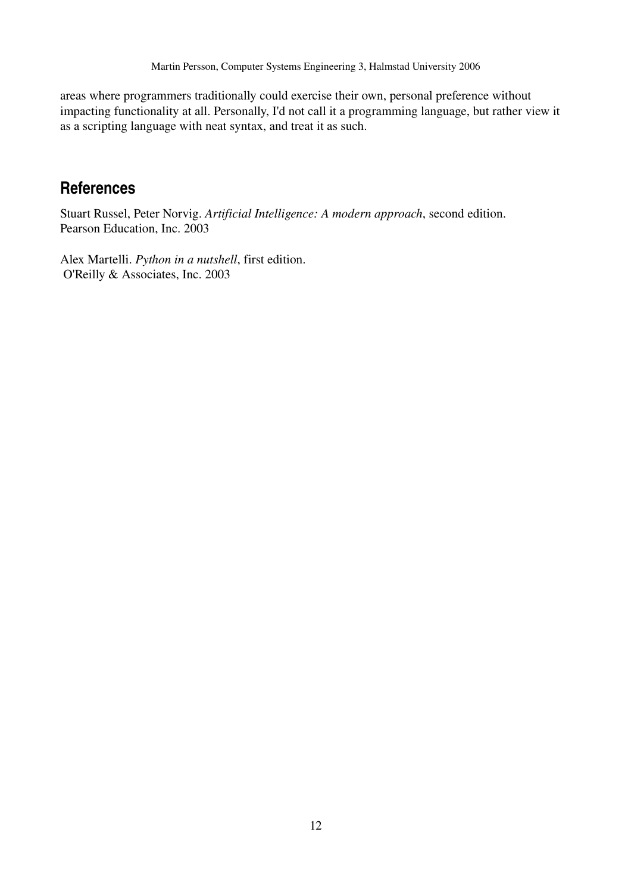areas where programmers traditionally could exercise their own, personal preference without impacting functionality at all. Personally, I'd not call it a programming language, but rather view it as a scripting language with neat syntax, and treat it as such.

## References

Stuart Russel, Peter Norvig. *Artificial Intelligence: A modern approach*, second edition. Pearson Education, Inc. 2003

Alex Martelli. *Python in a nutshell*, first edition. O'Reilly & Associates, Inc. 2003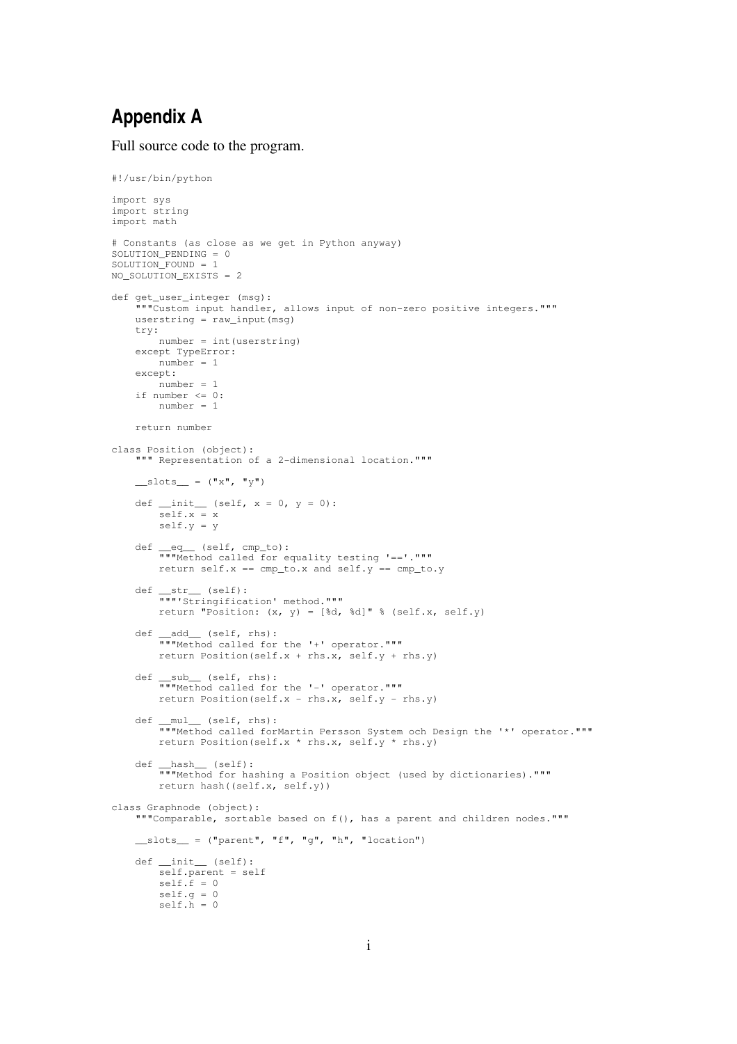## Appendix A

Full source code to the program.

```
#!/usr/bin/python

import sys
import string
import math

# Constants (as close as we get in Python anyway)
SOLUTION_PENDING = 0
SOLUTION_FOUND = 1
NO_SOLUTION_EXISTS = 2

def get_user_integer (msg):
    """Custom input handler, allows input of non-zero positive integers."""
    userstring = raw_input(msg)
    try:
        number = int(userstring)
    except TypeError:
        number = 1
    except:
        number = 1
    if number <= 0:
        number = 1

    return number

class Position (object):
    """ Representation of a 2-dimensional location."""

    __slots__ = ("x", "y")

    def __init__ (self, x = 0, y = 0):
        self.x = x
        self.y = y

    def __eq__ (self, cmp_to):
        """Method called for equality testing '=='."""
        return self.x == cmp_to.x and self.y == cmp_to.y

    def __str__ (self):
        """'Stringification' method."""
        return "Position: (x, y) = [%d, %d]" % (self.x, self.y)

    def __add__ (self, rhs):
        """Method called for the '+' operator."""
        return Position(self.x + rhs.x, self.y + rhs.y)

    def __sub__ (self, rhs):
        """Method called for the '-' operator."""
        return Position(self.x - rhs.x, self.y - rhs.y)

    def __mul__ (self, rhs):
        """Method called forMartin Persson System och Design the '*' operator."""
        return Position(self.x * rhs.x, self.y * rhs.y)

    def __hash__ (self):
        """Method for hashing a Position object (used by dictionaries)."""
        return hash((self.x, self.y))

class Graphnode (object):
    """Comparable, sortable based on f(), has a parent and children nodes."""

    __slots__ = ("parent", "f", "g", "h", "location")

    def __init__ (self):
        self.parent = self
        self.f = 0
        self.g = 0
        self.h = 0
```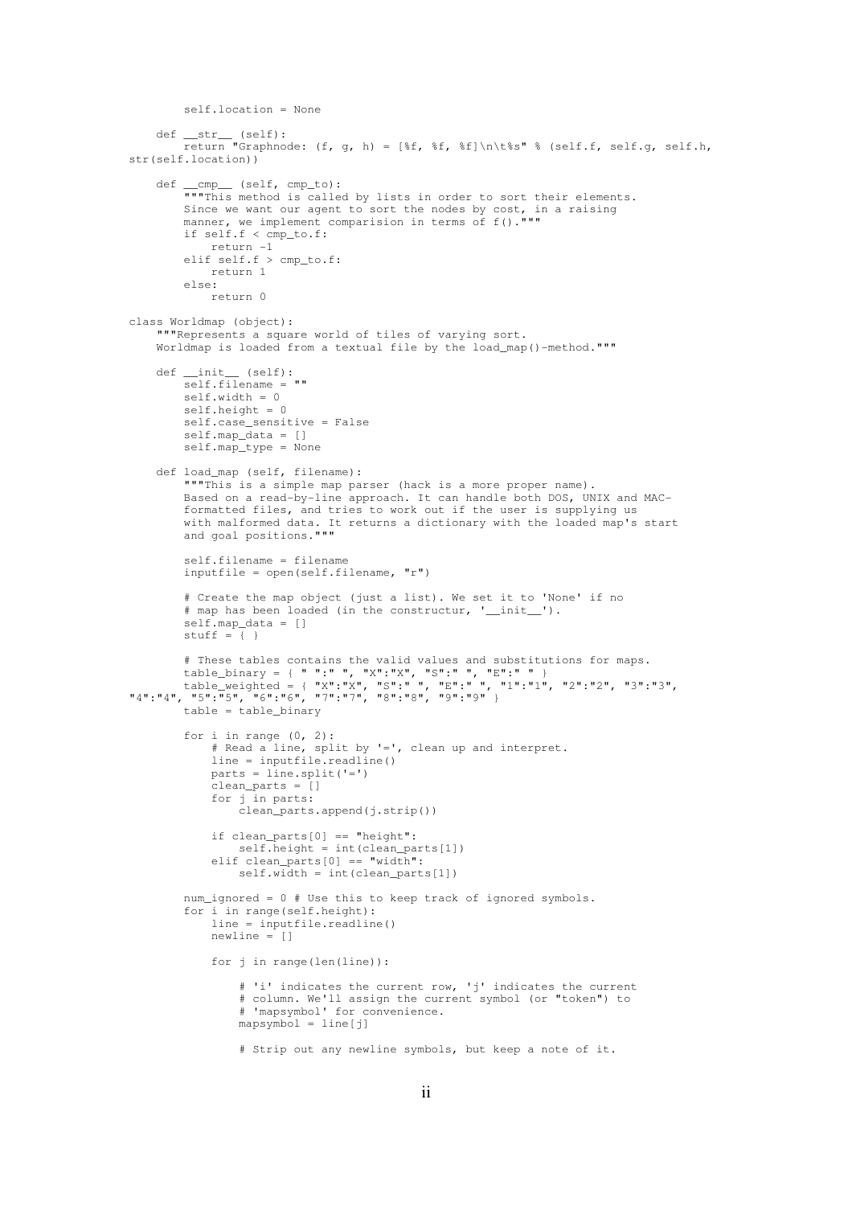```
        self.location = None

    def __str__ (self):
        return "Graphnode: (f, g, h) = [%f, %f, %f]\n\t%s" % (self.f, self.g, self.h,
str(self.location))

    def __cmp__ (self, cmp_to):
        """This method is called by lists in order to sort their elements.
        Since we want our agent to sort the nodes by cost, in a raising
        manner, we implement comparision in terms of f()."""
        if self.f < cmp_to.f:
            return -1
        elif self.f > cmp_to.f:
            return 1
        else:
            return 0

class Worldmap (object):
    """Represents a square world of tiles of varying sort.
    Worldmap is loaded from a textual file by the load_map()-method."""

    def __init__ (self):
        self.filename = ""
        self.width = 0
        self.height = 0
        self.case_sensitive = False
        self.map_data = []
        self.map_type = None

    def load_map (self, filename):
        """This is a simple map parser (hack is a more proper name).
        Based on a read-by-line approach. It can handle both DOS, UNIX and MAC-
        formatted files, and tries to work out if the user is supplying us
        with malformed data. It returns a dictionary with the loaded map's start
        and goal positions."""

        self.filename = filename
        inputfile = open(self.filename, "r")

        # Create the map object (just a list). We set it to 'None' if no
        # map has been loaded (in the construcutr, '__init__').
        self.map_data = []
        stuff = { }

        # These tables contains the valid values and substitutions for maps.
        table_binary = { " ":" ", "X":"X", "S":" ", "E":" " }
        table_weighted = { "X":"X", "S":" ", "E":" ", "1":"1", "2":"2", "3":"3",
"4":"4", "5":"5", "6":"6", "7":"7", "8":"8", "9":"9" }
        table = table_binary

        for i in range (0, 2):
            # Read a line, split by '=', clean up and interpret.
            line = inputfile.readline()
            parts = line.split('=')
            clean_parts = []
            for j in parts:
                clean_parts.append(j.strip())

            if clean_parts[0] == "height":
                self.height = int(clean_parts[1])
            elif clean_parts[0] == "width":
                self.width = int(clean_parts[1])

        num_ignored = 0 # Use this to keep track of ignored symbols.
        for i in range(self.height):
            line = inputfile.readline()
            newline = []

            for j in range(len(line)):

                # 'i' indicates the current row, 'j' indicates the current
                # column. We'll assign the current symbol (or "token") to
                # 'mapsymbol' for convenience.
                mapsymbol = line[j]

                # Strip out any newline symbols, but keep a note of it.
```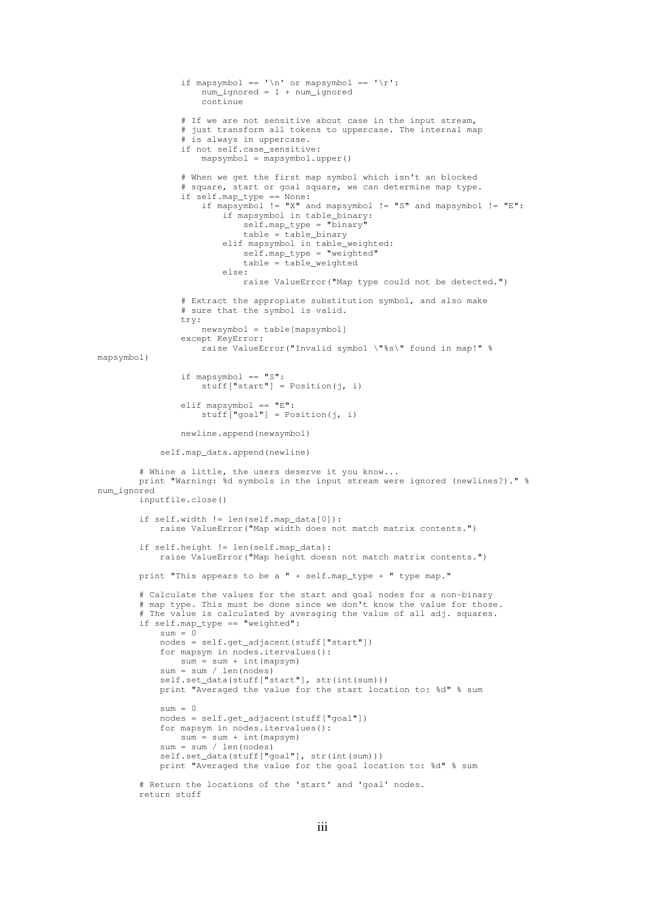```
                if mapsymbol == '\n' or mapsymbol == '\r':
                    num_ignored = 1 + num_ignored
                    continue

                # If we are not sensitive about case in the input stream,
                # just transform all tokens to uppercase. The internal map
                # is always in uppercase.
                if not self.case_sensitive:
                    mapsymbol = mapsymbol.upper()

                # When we get the first map symbol which isn't an blocked
                # square, start or goal square, we can determine map type.
                if self.map_type == None:
                    if mapsymbol != "X" and mapsymbol != "S" and mapsymbol != "E":
                        if mapsymbol in table_binary:
                            self.map_type = "binary"
                            table = table_binary
                        elif mapsymbol in table_weighted:
                            self.map_type = "weighted"
                            table = table_weighted
                        else:
                            raise ValueError("Map type could not be detected.")

                # Extract the appropiate substitution symbol, and also make
                # sure that the symbol is valid.
                try:
                    newsymbol = table[mapsymbol]
                except KeyError:
                    raise ValueError("Invalid symbol \"%s\" found in map!" %
mapsymbol)

                if mapsymbol == "S":
                    stuff["start"] = Position(j, i)

                elif mapsymbol == "E":
                    stuff["goal"] = Position(j, i)

                newline.append(newsymbol)

            self.map_data.append(newline)

        # Whine a little, the users deserve it you know...
        print "Warning: %d symbols in the input stream were ignored (newlines?)." %
num_ignored
        inputfile.close()

        if self.width != len(self.map_data[0]):
            raise ValueError("Map width does not match matrix contents.")

        if self.height != len(self.map_data):
            raise ValueError("Map height doesn not match matrix contents.")

        print "This appears to be a " + self.map_type + " type map."

        # Calculate the values for the start and goal nodes for a non-binary
        # map type. This must be done since we don't know the value for those.
        # The value is calculated by averaging the value of all adj. squares.
        if self.map_type == "weighted":
            sum = 0
            nodes = self.get_adjacent(stuff["start"])
            for mapsym in nodes.itervalues():
                sum = sum + int(mapsym)
            sum = sum / len(nodes)
            self.set_data(stuff["start"], str(int(sum)))
            print "Averaged the value for the start location to: %d" % sum

            sum = 0
            nodes = self.get_adjacent(stuff["goal"])
            for mapsym in nodes.itervalues():
                sum = sum + int(mapsym)
            sum = sum / len(nodes)
            self.set_data(stuff["goal"], str(int(sum)))
            print "Averaged the value for the goal location to: %d" % sum

        # Return the locations of the 'start' and 'goal' nodes.
        return stuff
```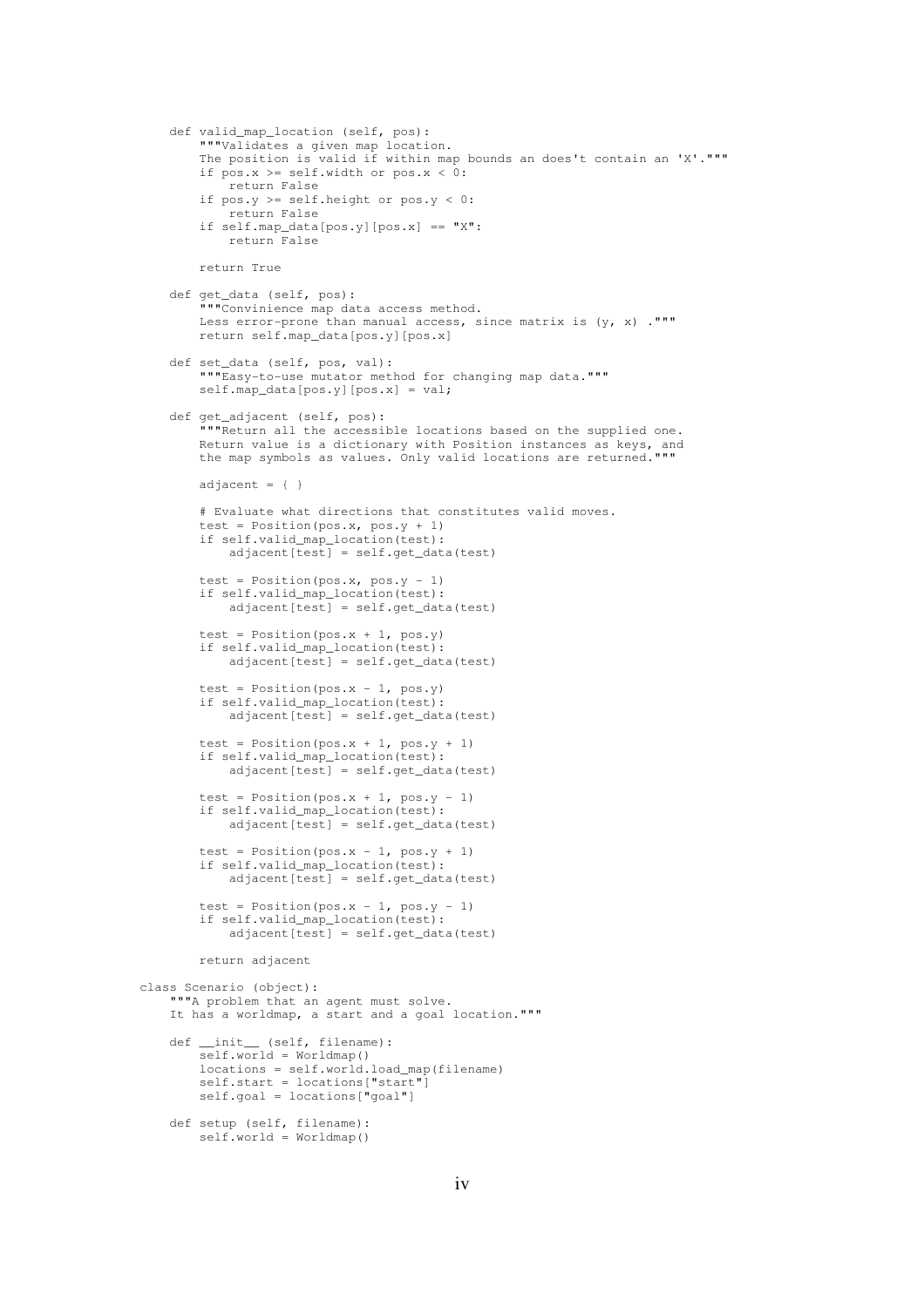```
    def valid_map_location (self, pos):
        """Validates a given map location.
        The position is valid if within map bounds an does't contain an 'X'."""
        if pos.x >= self.width or pos.x < 0:
            return False
        if pos.y >= self.height or pos.y < 0:
            return False
        if self.map_data[pos.y][pos.x] == "X":
            return False

        return True

    def get_data (self, pos):
        """Convinience map data access method.
        Less error-prone than manual access, since matrix is (y, x) ."""
        return self.map_data[pos.y][pos.x]

    def set_data (self, pos, val):
        """Easy-to-use mutator method for changing map data."""
        self.map_data[pos.y][pos.x] = val;

    def get_adjacent (self, pos):
        """Return all the accessible locations based on the supplied one.
        Return value is a dictionary with Position instances as keys, and
        the map symbols as values. Only valid locations are returned."""

        adjacent = { }

        # Evaluate what directions that constitutes valid moves.
        test = Position(pos.x, pos.y + 1)
        if self.valid_map_location(test):
            adjacent[test] = self.get_data(test)

        test = Position(pos.x, pos.y - 1)
        if self.valid_map_location(test):
            adjacent[test] = self.get_data(test)

        test = Position(pos.x + 1, pos.y)
        if self.valid_map_location(test):
            adjacent[test] = self.get_data(test)

        test = Position(pos.x - 1, pos.y)
        if self.valid_map_location(test):
            adjacent[test] = self.get_data(test)

        test = Position(pos.x + 1, pos.y + 1)
        if self.valid_map_location(test):
            adjacent[test] = self.get_data(test)

        test = Position(pos.x + 1, pos.y - 1)
        if self.valid_map_location(test):
            adjacent[test] = self.get_data(test)

        test = Position(pos.x - 1, pos.y + 1)
        if self.valid_map_location(test):
            adjacent[test] = self.get_data(test)

        test = Position(pos.x - 1, pos.y - 1)
        if self.valid_map_location(test):
            adjacent[test] = self.get_data(test)

        return adjacent

class Scenario (object):
    """A problem that an agent must solve.
    It has a worldmap, a start and a goal location."""

    def __init__ (self, filename):
        self.world = Worldmap()
        locations = self.world.load_map(filename)
        self.start = locations["start"]
        self.goal = locations["goal"]

    def setup (self, filename):
        self.world = Worldmap()
```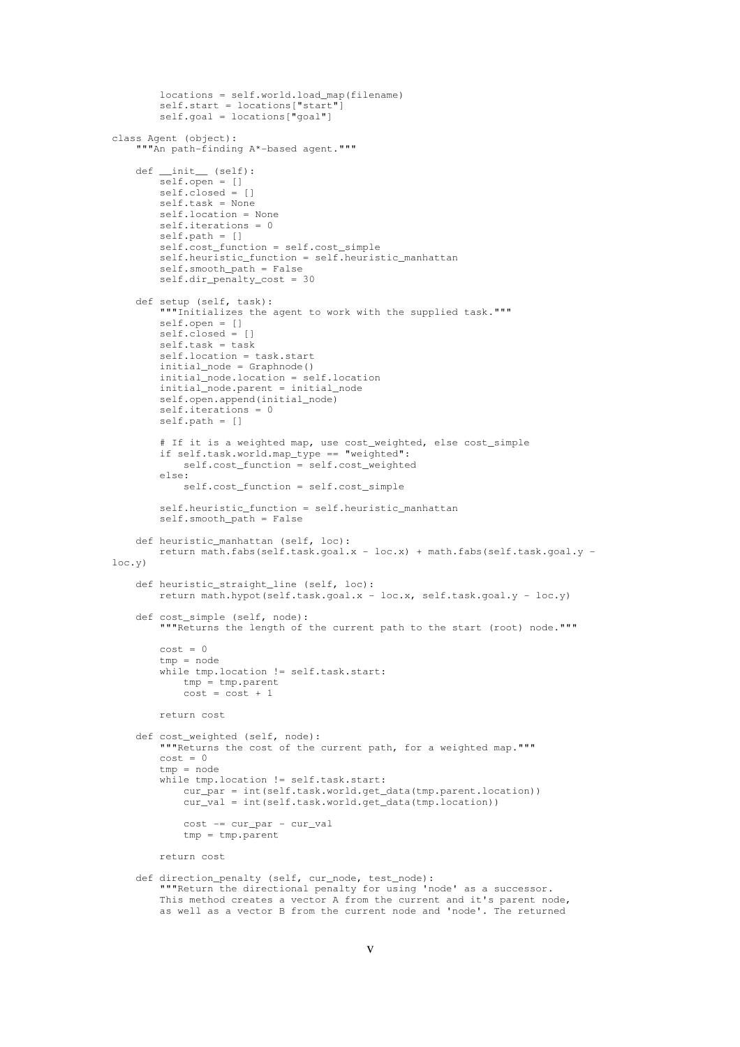```
        locations = self.world.load_map(filename)
        self.start = locations["start"]
        self.goal = locations["goal"]

class Agent (object):
    """An path-finding A*-based agent."""

    def __init__ (self):
        self.open = []
        self.closed = []
        self.task = None
        self.location = None
        self.iterations = 0
        self.path = []
        self.cost_function = self.cost_simple
        self.heuristic_function = self.heuristic_manhattan
        self.smooth_path = False
        self.dir_penalty_cost = 30

    def setup (self, task):
        """Initializes the agent to work with the supplied task."""
        self.open = []
        self.closed = []
        self.task = task
        self.location = task.start
        initial_node = Graphnode()
        initial_node.location = self.location
        initial_node.parent = initial_node
        self.open.append(initial_node)
        self.iterations = 0
        self.path = []

        # If it is a weighted map, use cost_weighted, else cost_simple
        if self.task.world.map_type == "weighted":
            self.cost_function = self.cost_weighted
        else:
            self.cost_function = self.cost_simple

        self.heuristic_function = self.heuristic_manhattan
        self.smooth_path = False

    def heuristic_manhattan (self, loc):
        return math.fabs(self.task.goal.x - loc.x) + math.fabs(self.task.goal.y -
loc.y)

    def heuristic_straight_line (self, loc):
        return math.hypot(self.task.goal.x - loc.x, self.task.goal.y - loc.y)

    def cost_simple (self, node):
        """Returns the length of the current path to the start (root) node."""

        cost = 0
        tmp = node
        while tmp.location != self.task.start:
            tmp = tmp.parent
            cost = cost + 1

        return cost

    def cost_weighted (self, node):
        """Returns the cost of the current path, for a weighted map."""
        cost = 0
        tmp = node
        while tmp.location != self.task.start:
            cur_par = int(self.task.world.get_data(tmp.parent.location))
            cur_val = int(self.task.world.get_data(tmp.location))

            cost -= cur_par - cur_val
            tmp = tmp.parent

        return cost

    def direction_penalty (self, cur_node, test_node):
        """Return the directional penalty for using 'node' as a successor.
        This method creates a vector A from the current and it's parent node,
        as well as a vector B from the current node and 'node'. The returned
```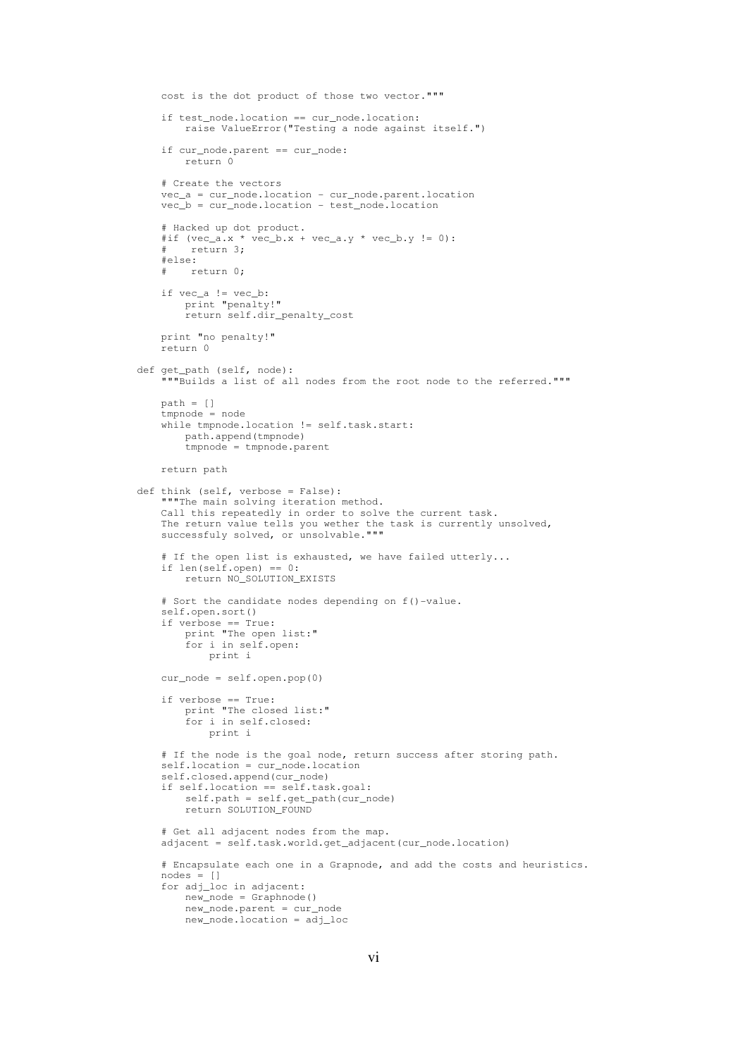```
        cost is the dot product of those two vector."""

        if test_node.location == cur_node.location:
            raise ValueError("Testing a node against itself.")

        if cur_node.parent == cur_node:
            return 0

        # Create the vectors
        vec_a = cur_node.location - cur_node.parent.location
        vec_b = cur_node.location - test_node.location

        # Hacked up dot product.
        #if (vec_a.x * vec_b.x + vec_a.y * vec_b.y != 0):
        #    return 3;
        #else:
        #    return 0;

        if vec_a != vec_b:
            print "penalty!"
            return self.dir_penalty_cost

        print "no penalty!"
        return 0

    def get_path (self, node):
        """Builds a list of all nodes from the root node to the referred."""

        path = []
        tmpnode = node
        while tmpnode.location != self.task.start:
            path.append(tmpnode)
            tmpnode = tmpnode.parent

        return path

    def think (self, verbose = False):
        """The main solving iteration method.
        Call this repeatedly in order to solve the current task.
        The return value tells you wether the task is currently unsolved,
        successfuly solved, or unsolvable."""

        # If the open list is exhausted, we have failed utterly...
        if len(self.open) == 0:
            return NO_SOLUTION_EXISTS

        # Sort the candidate nodes depending on f()-value.
        self.open.sort()
        if verbose == True:
            print "The open list:"
            for i in self.open:
                print i

        cur_node = self.open.pop(0)

        if verbose == True:
            print "The closed list:"
            for i in self.closed:
                print i

        # If the node is the goal node, return success after storing path.
        self.location = cur_node.location
        self.closed.append(cur_node)
        if self.location == self.task.goal:
            self.path = self.get_path(cur_node)
            return SOLUTION_FOUND

        # Get all adjacent nodes from the map.
        adjacent = self.task.world.get_adjacent(cur_node.location)

        # Encapsulate each one in a Grapnode, and add the costs and heuristics.
        nodes = []
        for adj_loc in adjacent:
            new_node = Graphnode()
            new_node.parent = cur_node
            new_node.location = adj_loc
```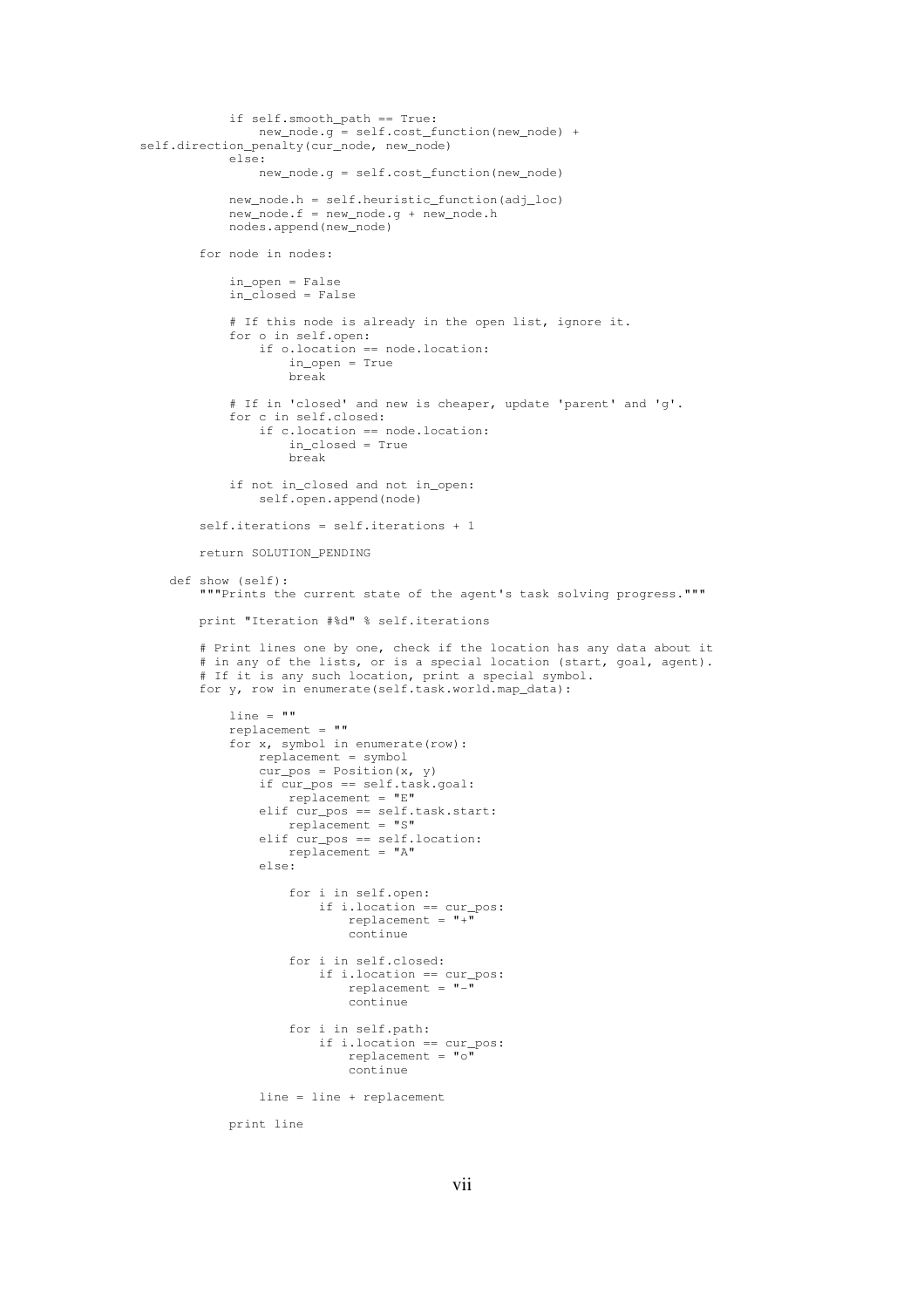```
            if self.smooth_path == True:
                new_node.g = self.cost_function(new_node) +
self.direction_penalty(cur_node, new_node)
            else:
                new_node.g = self.cost_function(new_node)

            new_node.h = self.heuristic_function(adj_loc)
            new_node.f = new_node.g + new_node.h
            nodes.append(new_node)

        for node in nodes:

            in_open = False
            in_closed = False

            # If this node is already in the open list, ignore it.
            for o in self.open:
                if o.location == node.location:
                    in_open = True
                    break

            # If in 'closed' and new is cheaper, update 'parent' and 'g'.
            for c in self.closed:
                if c.location == node.location:
                    in_closed = True
                    break

            if not in_closed and not in_open:
                self.open.append(node)

        self.iterations = self.iterations + 1

        return SOLUTION_PENDING

    def show (self):
        """Prints the current state of the agent's task solving progress."""

        print "Iteration #%d" % self.iterations

        # Print lines one by one, check if the location has any data about it
        # in any of the lists, or is a special location (start, goal, agent).
        # If it is any such location, print a special symbol.
        for y, row in enumerate(self.task.world.map_data):

            line = ""
            replacement = ""
            for x, symbol in enumerate(row):
                replacement = symbol
                cur_pos = Position(x, y)
                if cur_pos == self.task.goal:
                    replacement = "E"
                elif cur_pos == self.task.start:
                    replacement = "S"
                elif cur_pos == self.location:
                    replacement = "A"
                else:

                    for i in self.open:
                        if i.location == cur_pos:
                            replacement = "+"
                            continue

                    for i in self.closed:
                        if i.location == cur_pos:
                            replacement = "-"
                            continue

                    for i in self.path:
                        if i.location == cur_pos:
                            replacement = "o"
                            continue

                line = line + replacement

            print line
```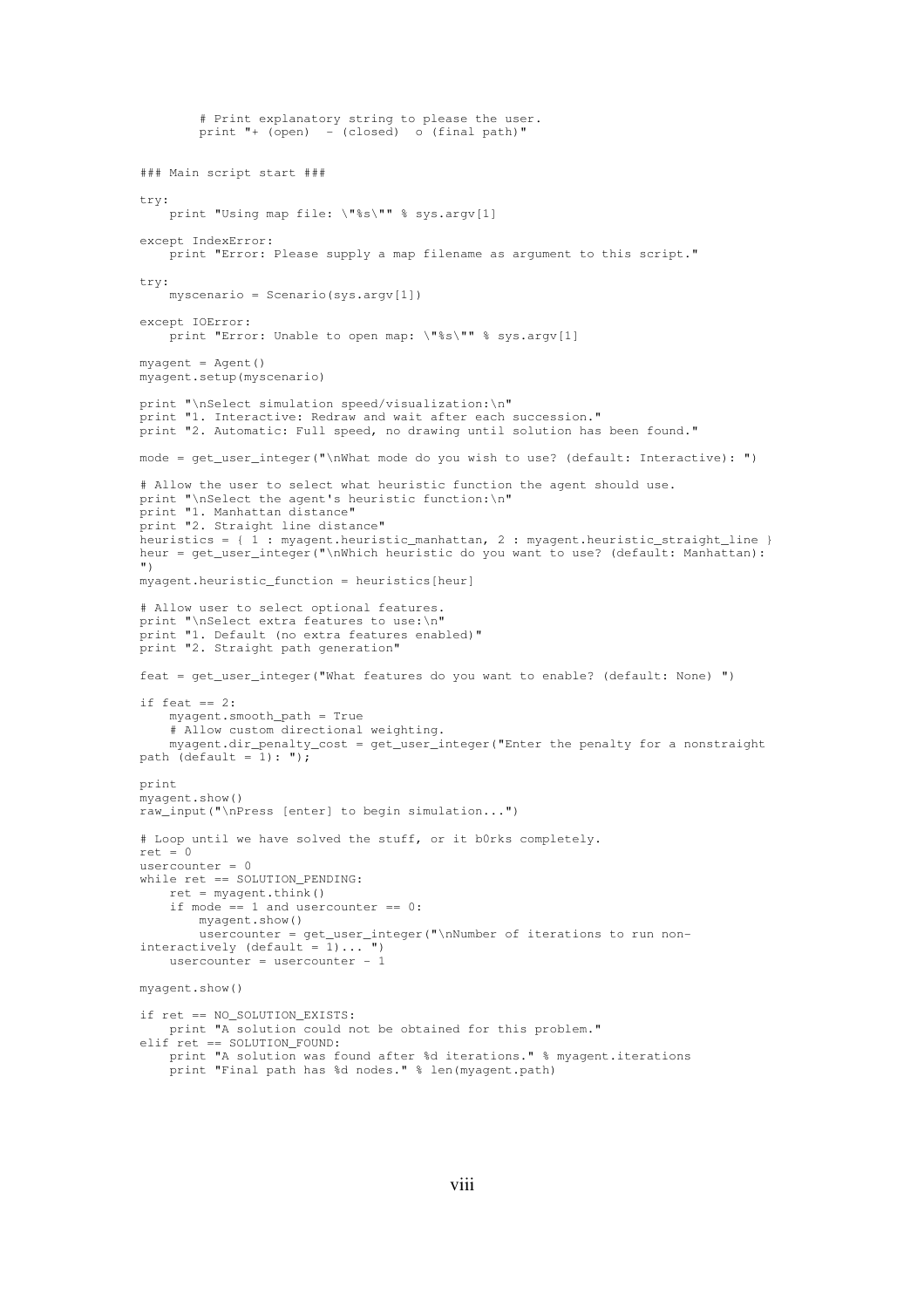```python
        # Print explanatory string to please the user.
        print "+ (open)  - (closed)  o (final path)"


### Main script start ###

try:
    print "Using map file: \"%s\"" % sys.argv[1]

except IndexError:
    print "Error: Please supply a map filename as argument to this script."

try:
    myscenario = Scenario(sys.argv[1])

except IOError:
    print "Error: Unable to open map: \"%s\"" % sys.argv[1]

myagent = Agent()
myagent.setup(myscenario)

print "\nSelect simulation speed/visualization:\n"
print "1. Interactive: Redraw and wait after each succession."
print "2. Automatic: Full speed, no drawing until solution has been found."

mode = get_user_integer("\nWhat mode do you wish to use? (default: Interactive): ")

# Allow the user to select what heuristic function the agent should use.
print "\nSelect the agent's heuristic function:\n"
print "1. Manhattan distance"
print "2. Straight line distance"
heuristics = { 1 : myagent.heuristic_manhattan, 2 : myagent.heuristic_straight_line }
heur = get_user_integer("\nWhich heuristic do you want to use? (default: Manhattan):
")
myagent.heuristic_function = heuristics[heur]

# Allow user to select optional features.
print "\nSelect extra features to use:\n"
print "1. Default (no extra features enabled)"
print "2. Straight path generation"

feat = get_user_integer("What features do you want to enable? (default: None) ")

if feat == 2:
    myagent.smooth_path = True
    # Allow custom directional weighting.
    myagent.dir_penalty_cost = get_user_integer("Enter the penalty for a nonstraight
path (default = 1): ");

print
myagent.show()
raw_input("\nPress [enter] to begin simulation...")

# Loop until we have solved the stuff, or it b0rks completely.
ret = 0
usercounter = 0
while ret == SOLUTION_PENDING:
    ret = myagent.think()
    if mode == 1 and usercounter == 0:
        myagent.show()
        usercounter = get_user_integer("\nNumber of iterations to run non-
interactively (default = 1)... ")
    usercounter = usercounter - 1

myagent.show()

if ret == NO_SOLUTION_EXISTS:
    print "A solution could not be obtained for this problem."
elif ret == SOLUTION_FOUND:
    print "A solution was found after %d iterations." % myagent.iterations
    print "Final path has %d nodes." % len(myagent.path)
```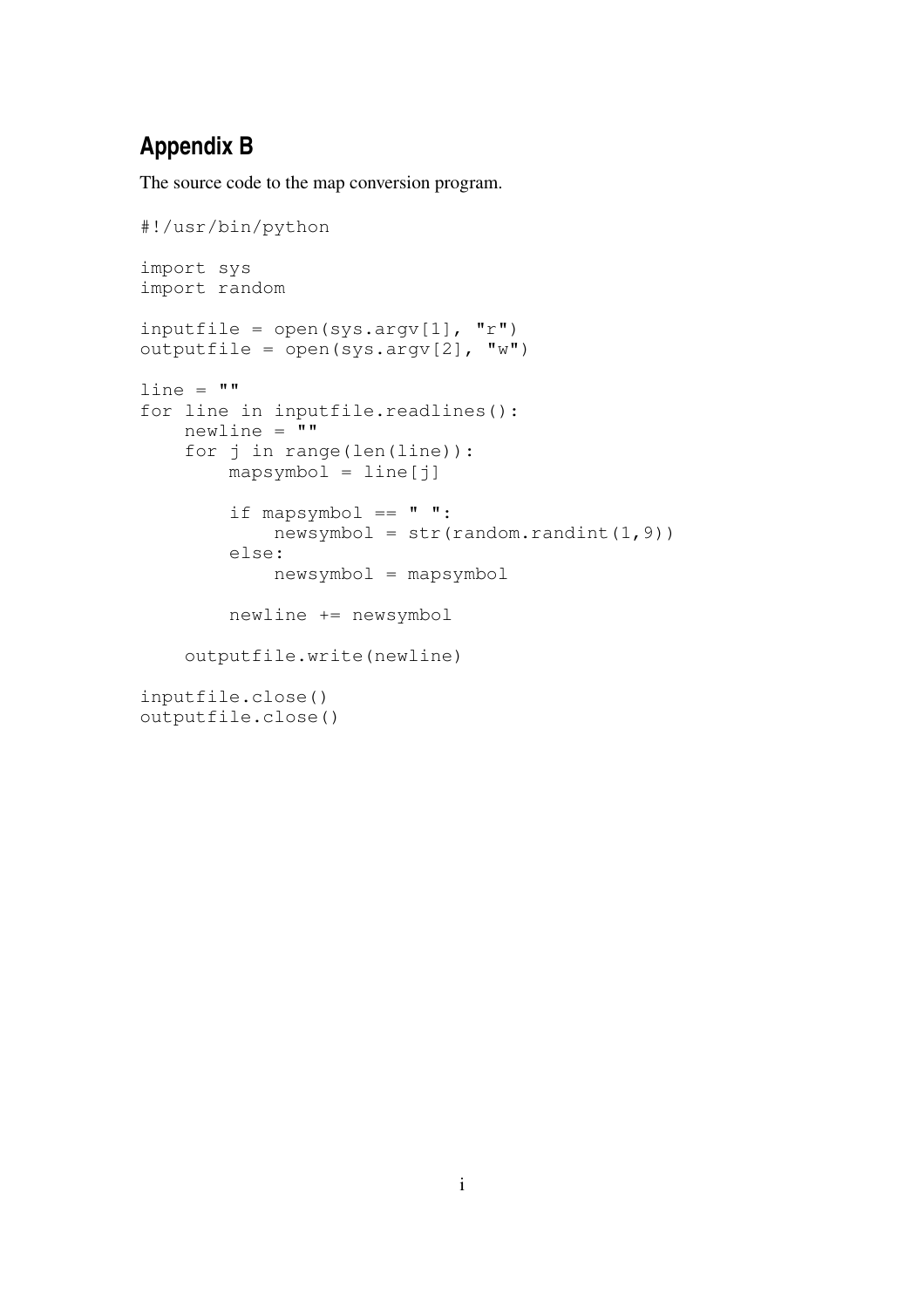## Appendix B

The source code to the map conversion program.

```
#!/usr/bin/python

import sys
import random

inputfile = open(sys.argv[1], "r")
outputfile = open(sys.argv[2], "w")

line = ""
for line in inputfile.readlines():
    newline = ""
    for j in range(len(line)):
        mapsymbol = line[j]

        if mapsymbol == " ":
            newsymbol = str(random.randint(1,9))
        else:
            newsymbol = mapsymbol

        newline += newsymbol

    outputfile.write(newline)

inputfile.close()
outputfile.close()
```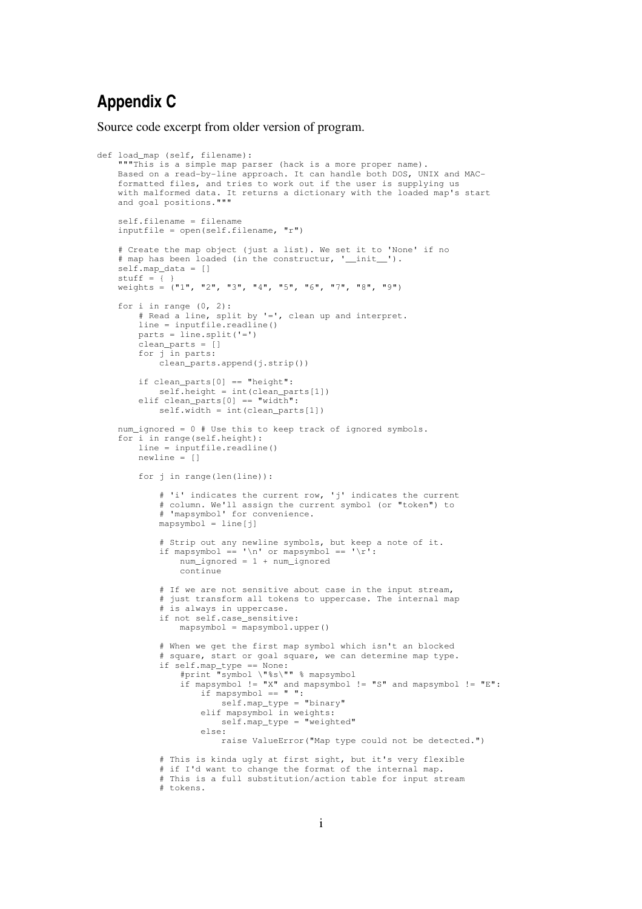## Appendix C

Source code excerpt from older version of program.

```
def load_map (self, filename):
    """This is a simple map parser (hack is a more proper name).
    Based on a read-by-line approach. It can handle both DOS, UNIX and MAC-
    formatted files, and tries to work out if the user is supplying us
    with malformed data. It returns a dictionary with the loaded map's start
    and goal positions."""

    self.filename = filename
    inputfile = open(self.filename, "r")

    # Create the map object (just a list). We set it to 'None' if no
    # map has been loaded (in the construtur, '__init__').
    self.map_data = []
    stuff = { }
    weights = ("1", "2", "3", "4", "5", "6", "7", "8", "9")

    for i in range (0, 2):
        # Read a line, split by '=', clean up and interpret.
        line = inputfile.readline()
        parts = line.split('=')
        clean_parts = []
        for j in parts:
            clean_parts.append(j.strip())

        if clean_parts[0] == "height":
            self.height = int(clean_parts[1])
        elif clean_parts[0] == "width":
            self.width = int(clean_parts[1])

    num_ignored = 0 # Use this to keep track of ignored symbols.
    for i in range(self.height):
        line = inputfile.readline()
        newline = []

        for j in range(len(line)):

            # 'i' indicates the current row, 'j' indicates the current
            # column. We'll assign the current symbol (or "token") to
            # 'mapsymbol' for convenience.
            mapsymbol = line[j]

            # Strip out any newline symbols, but keep a note of it.
            if mapsymbol == '\n' or mapsymbol == '\r':
                num_ignored = 1 + num_ignored
                continue

            # If we are not sensitive about case in the input stream,
            # just transform all tokens to uppercase. The internal map
            # is always in uppercase.
            if not self.case_sensitive:
                mapsymbol = mapsymbol.upper()

            # When we get the first map symbol which isn't an blocked
            # square, start or goal square, we can determine map type.
            if self.map_type == None:
                #print "symbol \"%s\"" % mapsymbol
                if mapsymbol != "X" and mapsymbol != "S" and mapsymbol != "E":
                    if mapsymbol == " ":
                        self.map_type = "binary"
                    elif mapsymbol in weights:
                        self.map_type = "weighted"
                    else:
                        raise ValueError("Map type could not be detected.")

            # This is kinda ugly at first sight, but it's very flexible
            # if I'd want to change the format of the internal map.
            # This is a full substitution/action table for input stream
            # tokens.
```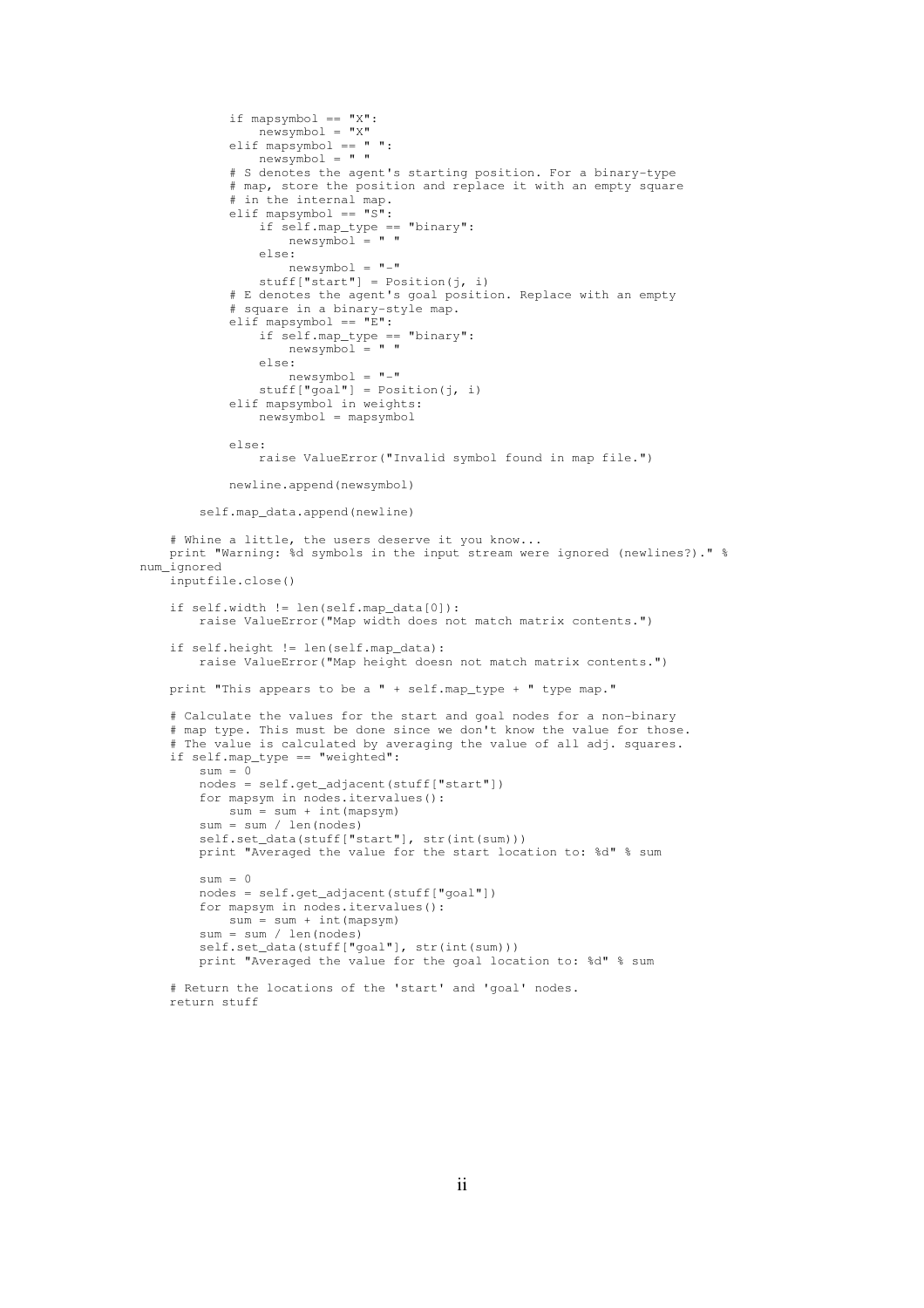```
            if mapsymbol == "X":
                newsymbol = "X"
            elif mapsymbol == " ":
                newsymbol = " "
            # S denotes the agent's starting position. For a binary-type
            # map, store the position and replace it with an empty square
            # in the internal map.
            elif mapsymbol == "S":
                if self.map_type == "binary":
                    newsymbol = " "
                else:
                    newsymbol = "-"
                stuff["start"] = Position(j, i)
            # E denotes the agent's goal position. Replace with an empty
            # square in a binary-style map.
            elif mapsymbol == "E":
                if self.map_type == "binary":
                    newsymbol = " "
                else:
                    newsymbol = "-"
                stuff["goal"] = Position(j, i)
            elif mapsymbol in weights:
                newsymbol = mapsymbol

            else:
                raise ValueError("Invalid symbol found in map file.")

            newline.append(newsymbol)

        self.map_data.append(newline)

    # Whine a little, the users deserve it you know...
    print "Warning: %d symbols in the input stream were ignored (newlines?)." %
num_ignored
    inputfile.close()

    if self.width != len(self.map_data[0]):
        raise ValueError("Map width does not match matrix contents.")

    if self.height != len(self.map_data):
        raise ValueError("Map height doesn not match matrix contents.")

    print "This appears to be a " + self.map_type + " type map."

    # Calculate the values for the start and goal nodes for a non-binary
    # map type. This must be done since we don't know the value for those.
    # The value is calculated by averaging the value of all adj. squares.
    if self.map_type == "weighted":
        sum = 0
        nodes = self.get_adjacent(stuff["start"])
        for mapsym in nodes.itervalues():
            sum = sum + int(mapsym)
        sum = sum / len(nodes)
        self.set_data(stuff["start"], str(int(sum)))
        print "Averaged the value for the start location to: %d" % sum

        sum = 0
        nodes = self.get_adjacent(stuff["goal"])
        for mapsym in nodes.itervalues():
            sum = sum + int(mapsym)
        sum = sum / len(nodes)
        self.set_data(stuff["goal"], str(int(sum)))
        print "Averaged the value for the goal location to: %d" % sum

    # Return the locations of the 'start' and 'goal' nodes.
    return stuff
```